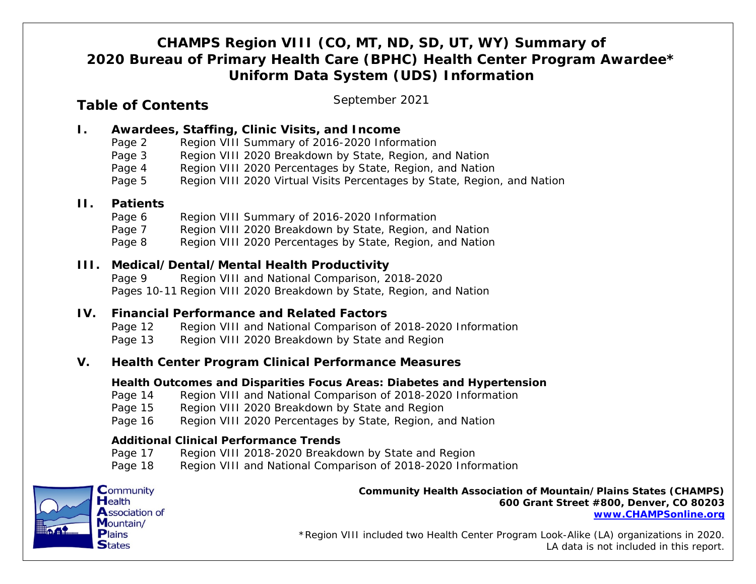# CHAMPS Region VIII (CO, MT, ND, SD, UT, WY) Summary of 2020 Bureau of Primary Health Care (BPHC) Health Center Program Awardee* Uniform Data System (UDS) Information

September 2021

## Table of Contents

### I. Awardees, Staffing, Clinic Visits, and Income

- Page 2 Region VIII Summary of 2016-2020 Information
- Page 3 Region VIII 2020 Breakdown by State, Region, and Nation
- Page 4 Region VIII 2020 Percentages by State, Region, and Nation
- Page 5 Region VIII 2020 Virtual Visits Percentages by State, Region, and Nation

### II. Patients

- Page 6 Region VIII Summary of 2016-2020 Information
- Page 7 Region VIII 2020 Breakdown by State, Region, and Nation
- Page 8 Region VIII 2020 Percentages by State, Region, and Nation

### III. Medical/Dental/Mental Health Productivity

- Page 9 Region VIII and National Comparison, 2018-2020
- Pages 10-11 Region VIII 2020 Breakdown by State, Region, and Nation

### IV. Financial Performance and Related Factors

- Page 12 Region VIII and National Comparison of 2018-2020 Information
- Page 13 Region VIII 2020 Breakdown by State and Region

### V. Health Center Program Clinical Performance Measures

**Health Outcomes and Disparities Focus Areas: Diabetes and Hypertension**

- Page 14 Region VIII and National Comparison of 2018-2020 Information
- Page 15 Region VIII 2020 Breakdown by State and Region
- Page 16 Region VIII 2020 Percentages by State, Region, and Nation

**Additional Clinical Performance Trends**

- Page 17 Region VIII 2018-2020 Breakdown by State and Region
- Page 18 Region VIII and National Comparison of 2018-2020 Information

Community Health Association of Mountain/Plains States

**Community Health Association of Mountain/Plains States (CHAMPS)**
**600 Grant Street #800, Denver, CO 80203**
**www.CHAMPSonline.org**

*Region VIII included two Health Center Program Look-Alike (LA) organizations in 2020. LA data is not included in this report.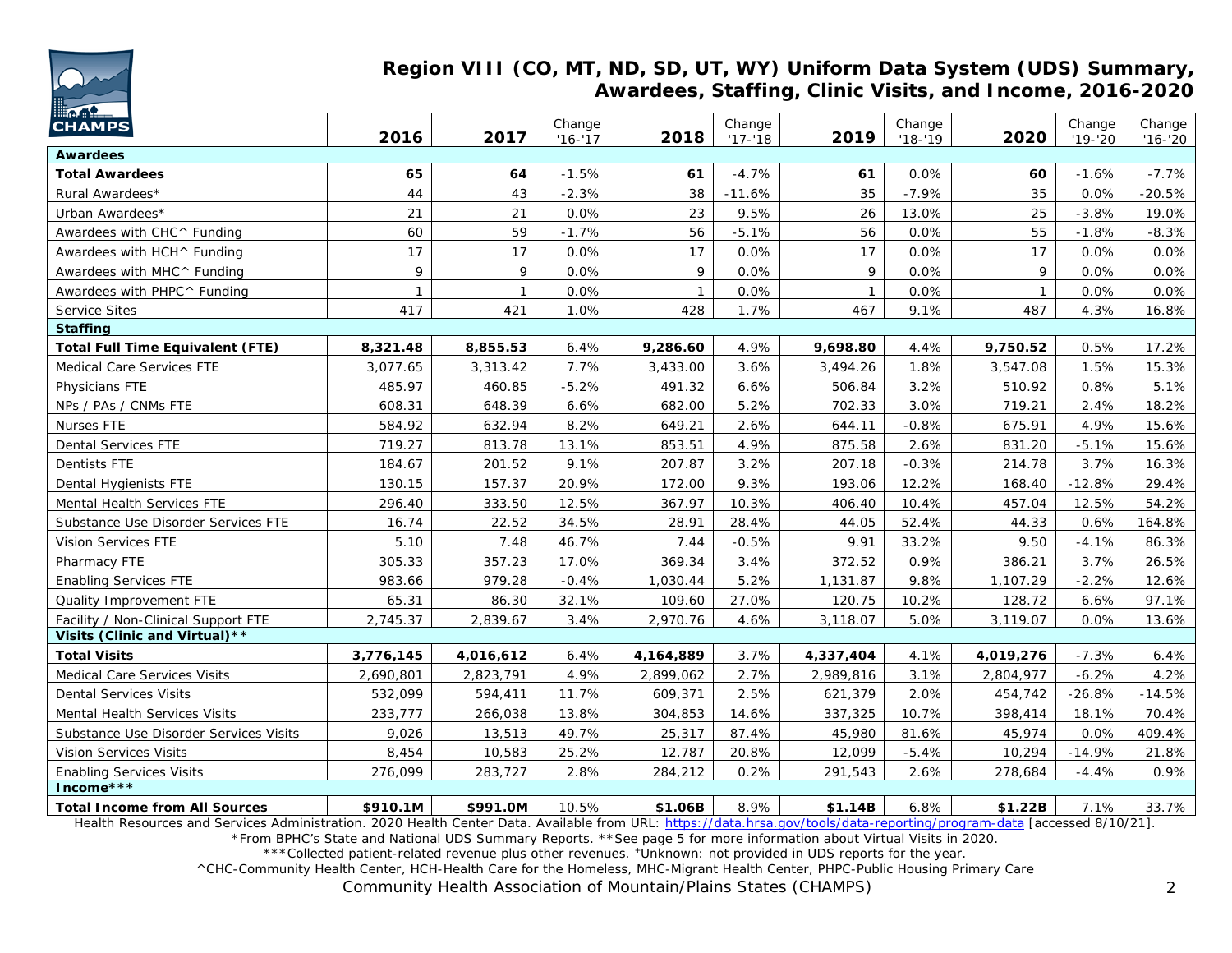## Region VIII (CO, MT, ND, SD, UT, WY) Uniform Data System (UDS) Summary, Awardees, Staffing, Clinic Visits, and Income, 2016-2020

| | 2016 | 2017 | Change '16-'17 | 2018 | Change '17-'18 | 2019 | Change '18-'19 | 2020 | Change '19-'20 | Change '16-'20 |
|---|---|---|---|---|---|---|---|---|---|---|
| **Awardees** | | | | | | | | | | |
| **Total Awardees** | **65** | **64** | -1.5% | **61** | -4.7% | **61** | 0.0% | **60** | -1.6% | -7.7% |
| Rural Awardees* | 44 | 43 | -2.3% | 38 | -11.6% | 35 | -7.9% | 35 | 0.0% | -20.5% |
| Urban Awardees* | 21 | 21 | 0.0% | 23 | 9.5% | 26 | 13.0% | 25 | -3.8% | 19.0% |
| Awardees with CHC^ Funding | 60 | 59 | -1.7% | 56 | -5.1% | 56 | 0.0% | 55 | -1.8% | -8.3% |
| Awardees with HCH^ Funding | 17 | 17 | 0.0% | 17 | 0.0% | 17 | 0.0% | 17 | 0.0% | 0.0% |
| Awardees with MHC^ Funding | 9 | 9 | 0.0% | 9 | 0.0% | 9 | 0.0% | 9 | 0.0% | 0.0% |
| Awardees with PHPC^ Funding | 1 | 1 | 0.0% | 1 | 0.0% | 1 | 0.0% | 1 | 0.0% | 0.0% |
| Service Sites | 417 | 421 | 1.0% | 428 | 1.7% | 467 | 9.1% | 487 | 4.3% | 16.8% |
| **Staffing** | | | | | | | | | | |
| **Total Full Time Equivalent (FTE)** | **8,321.48** | **8,855.53** | 6.4% | **9,286.60** | 4.9% | **9,698.80** | 4.4% | **9,750.52** | 0.5% | 17.2% |
| Medical Care Services FTE | 3,077.65 | 3,313.42 | 7.7% | 3,433.00 | 3.6% | 3,494.26 | 1.8% | 3,547.08 | 1.5% | 15.3% |
| Physicians FTE | 485.97 | 460.85 | -5.2% | 491.32 | 6.6% | 506.84 | 3.2% | 510.92 | 0.8% | 5.1% |
| NPs / PAs / CNMs FTE | 608.31 | 648.39 | 6.6% | 682.00 | 5.2% | 702.33 | 3.0% | 719.21 | 2.4% | 18.2% |
| Nurses FTE | 584.92 | 632.94 | 8.2% | 649.21 | 2.6% | 644.11 | -0.8% | 675.91 | 4.9% | 15.6% |
| Dental Services FTE | 719.27 | 813.78 | 13.1% | 853.51 | 4.9% | 875.58 | 2.6% | 831.20 | -5.1% | 15.6% |
| Dentists FTE | 184.67 | 201.52 | 9.1% | 207.87 | 3.2% | 207.18 | -0.3% | 214.78 | 3.7% | 16.3% |
| Dental Hygienists FTE | 130.15 | 157.37 | 20.9% | 172.00 | 9.3% | 193.06 | 12.2% | 168.40 | -12.8% | 29.4% |
| Mental Health Services FTE | 296.40 | 333.50 | 12.5% | 367.97 | 10.3% | 406.40 | 10.4% | 457.04 | 12.5% | 54.2% |
| Substance Use Disorder Services FTE | 16.74 | 22.52 | 34.5% | 28.91 | 28.4% | 44.05 | 52.4% | 44.33 | 0.6% | 164.8% |
| Vision Services FTE | 5.10 | 7.48 | 46.7% | 7.44 | -0.5% | 9.91 | 33.2% | 9.50 | -4.1% | 86.3% |
| Pharmacy FTE | 305.33 | 357.23 | 17.0% | 369.34 | 3.4% | 372.52 | 0.9% | 386.21 | 3.7% | 26.5% |
| Enabling Services FTE | 983.66 | 979.28 | -0.4% | 1,030.44 | 5.2% | 1,131.87 | 9.8% | 1,107.29 | -2.2% | 12.6% |
| Quality Improvement FTE | 65.31 | 86.30 | 32.1% | 109.60 | 27.0% | 120.75 | 10.2% | 128.72 | 6.6% | 97.1% |
| Facility / Non-Clinical Support FTE | 2,745.37 | 2,839.67 | 3.4% | 2,970.76 | 4.6% | 3,118.07 | 5.0% | 3,119.07 | 0.0% | 13.6% |
| **Visits (Clinic and Virtual)**** | | | | | | | | | | |
| **Total Visits** | **3,776,145** | **4,016,612** | 6.4% | **4,164,889** | 3.7% | **4,337,404** | 4.1% | **4,019,276** | -7.3% | 6.4% |
| Medical Care Services Visits | 2,690,801 | 2,823,791 | 4.9% | 2,899,062 | 2.7% | 2,989,816 | 3.1% | 2,804,977 | -6.2% | 4.2% |
| Dental Services Visits | 532,099 | 594,411 | 11.7% | 609,371 | 2.5% | 621,379 | 2.0% | 454,742 | -26.8% | -14.5% |
| Mental Health Services Visits | 233,777 | 266,038 | 13.8% | 304,853 | 14.6% | 337,325 | 10.7% | 398,414 | 18.1% | 70.4% |
| Substance Use Disorder Services Visits | 9,026 | 13,513 | 49.7% | 25,317 | 87.4% | 45,980 | 81.6% | 45,974 | 0.0% | 409.4% |
| Vision Services Visits | 8,454 | 10,583 | 25.2% | 12,787 | 20.8% | 12,099 | -5.4% | 10,294 | -14.9% | 21.8% |
| Enabling Services Visits | 276,099 | 283,727 | 2.8% | 284,212 | 0.2% | 291,543 | 2.6% | 278,684 | -4.4% | 0.9% |
| **Income***** | | | | | | | | | | |
| **Total Income from All Sources** | **$910.1M** | **$991.0M** | 10.5% | **$1.06B** | 8.9% | **$1.14B** | 6.8% | **$1.22B** | 7.1% | 33.7% |

Health Resources and Services Administration. 2020 Health Center Data. Available from URL: https://data.hrsa.gov/tools/data-reporting/program-data [accessed 8/10/21].

*From BPHC's State and National UDS Summary Reports. **See page 5 for more information about Virtual Visits in 2020.

***Collected patient-related revenue plus other revenues. ⁺Unknown: not provided in UDS reports for the year.

^CHC-Community Health Center, HCH-Health Care for the Homeless, MHC-Migrant Health Center, PHPC-Public Housing Primary Care

Community Health Association of Mountain/Plains States (CHAMPS)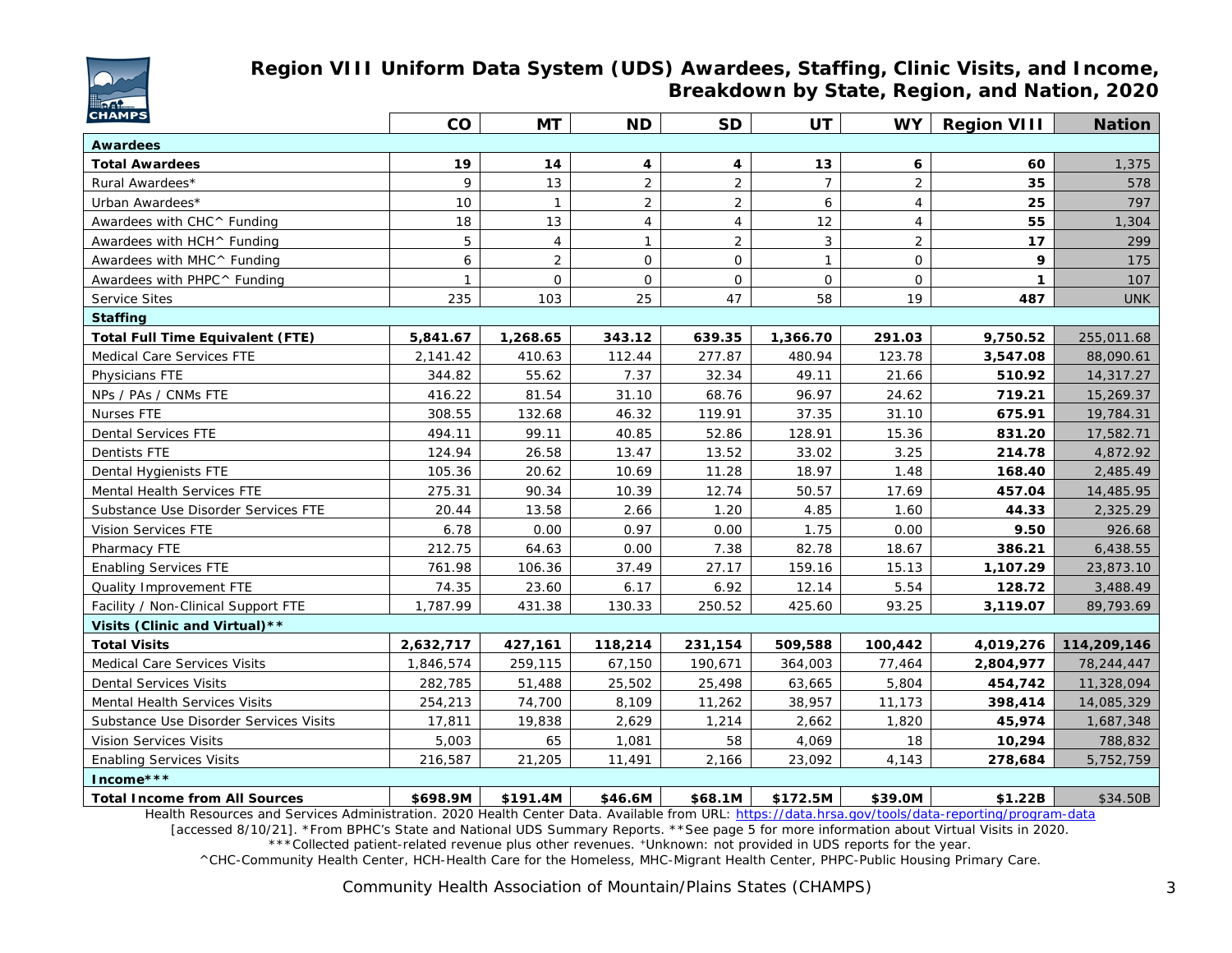# Region VIII Uniform Data System (UDS) Awardees, Staffing, Clinic Visits, and Income, Breakdown by State, Region, and Nation, 2020

| | CO | MT | ND | SD | UT | WY | Region VIII | Nation |
|---|---|---|---|---|---|---|---|---|
| **Awardees** | | | | | | | | |
| **Total Awardees** | **19** | **14** | **4** | **4** | **13** | **6** | **60** | 1,375 |
| Rural Awardees* | 9 | 13 | 2 | 2 | 7 | 2 | **35** | 578 |
| Urban Awardees* | 10 | 1 | 2 | 2 | 6 | 4 | **25** | 797 |
| Awardees with CHC^ Funding | 18 | 13 | 4 | 4 | 12 | 4 | **55** | 1,304 |
| Awardees with HCH^ Funding | 5 | 4 | 1 | 2 | 3 | 2 | **17** | 299 |
| Awardees with MHC^ Funding | 6 | 2 | 0 | 0 | 1 | 0 | **9** | 175 |
| Awardees with PHPC^ Funding | 1 | 0 | 0 | 0 | 0 | 0 | **1** | 107 |
| Service Sites | 235 | 103 | 25 | 47 | 58 | 19 | **487** | UNK |
| **Staffing** | | | | | | | | |
| **Total Full Time Equivalent (FTE)** | **5,841.67** | **1,268.65** | **343.12** | **639.35** | **1,366.70** | **291.03** | **9,750.52** | 255,011.68 |
| Medical Care Services FTE | 2,141.42 | 410.63 | 112.44 | 277.87 | 480.94 | 123.78 | **3,547.08** | 88,090.61 |
| Physicians FTE | 344.82 | 55.62 | 7.37 | 32.34 | 49.11 | 21.66 | **510.92** | 14,317.27 |
| NPs / PAs / CNMs FTE | 416.22 | 81.54 | 31.10 | 68.76 | 96.97 | 24.62 | **719.21** | 15,269.37 |
| Nurses FTE | 308.55 | 132.68 | 46.32 | 119.91 | 37.35 | 31.10 | **675.91** | 19,784.31 |
| Dental Services FTE | 494.11 | 99.11 | 40.85 | 52.86 | 128.91 | 15.36 | **831.20** | 17,582.71 |
| Dentists FTE | 124.94 | 26.58 | 13.47 | 13.52 | 33.02 | 3.25 | **214.78** | 4,872.92 |
| Dental Hygienists FTE | 105.36 | 20.62 | 10.69 | 11.28 | 18.97 | 1.48 | **168.40** | 2,485.49 |
| Mental Health Services FTE | 275.31 | 90.34 | 10.39 | 12.74 | 50.57 | 17.69 | **457.04** | 14,485.95 |
| Substance Use Disorder Services FTE | 20.44 | 13.58 | 2.66 | 1.20 | 4.85 | 1.60 | **44.33** | 2,325.29 |
| Vision Services FTE | 6.78 | 0.00 | 0.97 | 0.00 | 1.75 | 0.00 | **9.50** | 926.68 |
| Pharmacy FTE | 212.75 | 64.63 | 0.00 | 7.38 | 82.78 | 18.67 | **386.21** | 6,438.55 |
| Enabling Services FTE | 761.98 | 106.36 | 37.49 | 27.17 | 159.16 | 15.13 | **1,107.29** | 23,873.10 |
| Quality Improvement FTE | 74.35 | 23.60 | 6.17 | 6.92 | 12.14 | 5.54 | **128.72** | 3,488.49 |
| Facility / Non-Clinical Support FTE | 1,787.99 | 431.38 | 130.33 | 250.52 | 425.60 | 93.25 | **3,119.07** | 89,793.69 |
| **Visits (Clinic and Virtual)**** | | | | | | | | |
| **Total Visits** | **2,632,717** | **427,161** | **118,214** | **231,154** | **509,588** | **100,442** | **4,019,276** | **114,209,146** |
| Medical Care Services Visits | 1,846,574 | 259,115 | 67,150 | 190,671 | 364,003 | 77,464 | **2,804,977** | 78,244,447 |
| Dental Services Visits | 282,785 | 51,488 | 25,502 | 25,498 | 63,665 | 5,804 | **454,742** | 11,328,094 |
| Mental Health Services Visits | 254,213 | 74,700 | 8,109 | 11,262 | 38,957 | 11,173 | **398,414** | 14,085,329 |
| Substance Use Disorder Services Visits | 17,811 | 19,838 | 2,629 | 1,214 | 2,662 | 1,820 | **45,974** | 1,687,348 |
| Vision Services Visits | 5,003 | 65 | 1,081 | 58 | 4,069 | 18 | **10,294** | 788,832 |
| Enabling Services Visits | 216,587 | 21,205 | 11,491 | 2,166 | 23,092 | 4,143 | **278,684** | 5,752,759 |
| **Income***** | | | | | | | | |
| **Total Income from All Sources** | **$698.9M** | **$191.4M** | **$46.6M** | **$68.1M** | **$172.5M** | **$39.0M** | **$1.22B** | $34.50B |

Health Resources and Services Administration. 2020 Health Center Data. Available from URL: https://data.hrsa.gov/tools/data-reporting/program-data [accessed 8/10/21]. *From BPHC's State and National UDS Summary Reports. **See page 5 for more information about Virtual Visits in 2020. ***Collected patient-related revenue plus other revenues. ⁺Unknown: not provided in UDS reports for the year.

^CHC-Community Health Center, HCH-Health Care for the Homeless, MHC-Migrant Health Center, PHPC-Public Housing Primary Care.

Community Health Association of Mountain/Plains States (CHAMPS)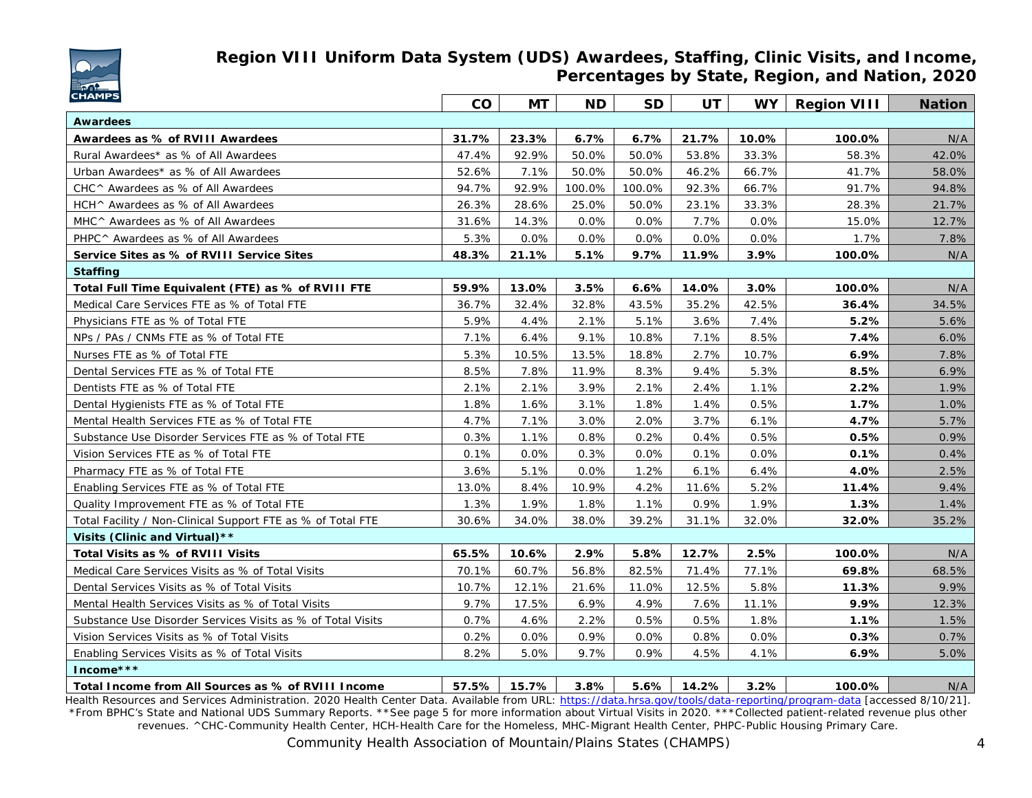# Region VIII Uniform Data System (UDS) Awardees, Staffing, Clinic Visits, and Income, Percentages by State, Region, and Nation, 2020

| | CO | MT | ND | SD | UT | WY | Region VIII | Nation |
|---|---|---|---|---|---|---|---|---|
| **Awardees** | | | | | | | | |
| **Awardees as % of RVIII Awardees** | **31.7%** | **23.3%** | **6.7%** | **6.7%** | **21.7%** | **10.0%** | **100.0%** | N/A |
| Rural Awardees* as % of All Awardees | 47.4% | 92.9% | 50.0% | 50.0% | 53.8% | 33.3% | 58.3% | 42.0% |
| Urban Awardees* as % of All Awardees | 52.6% | 7.1% | 50.0% | 50.0% | 46.2% | 66.7% | 41.7% | 58.0% |
| CHC^ Awardees as % of All Awardees | 94.7% | 92.9% | 100.0% | 100.0% | 92.3% | 66.7% | 91.7% | 94.8% |
| HCH^ Awardees as % of All Awardees | 26.3% | 28.6% | 25.0% | 50.0% | 23.1% | 33.3% | 28.3% | 21.7% |
| MHC^ Awardees as % of All Awardees | 31.6% | 14.3% | 0.0% | 0.0% | 7.7% | 0.0% | 15.0% | 12.7% |
| PHPC^ Awardees as % of All Awardees | 5.3% | 0.0% | 0.0% | 0.0% | 0.0% | 0.0% | 1.7% | 7.8% |
| **Service Sites as % of RVIII Service Sites** | **48.3%** | **21.1%** | **5.1%** | **9.7%** | **11.9%** | **3.9%** | **100.0%** | N/A |
| **Staffing** | | | | | | | | |
| **Total Full Time Equivalent (FTE) as % of RVIII FTE** | **59.9%** | **13.0%** | **3.5%** | **6.6%** | **14.0%** | **3.0%** | **100.0%** | N/A |
| Medical Care Services FTE as % of Total FTE | 36.7% | 32.4% | 32.8% | 43.5% | 35.2% | 42.5% | **36.4%** | 34.5% |
| Physicians FTE as % of Total FTE | 5.9% | 4.4% | 2.1% | 5.1% | 3.6% | 7.4% | **5.2%** | 5.6% |
| NPs / PAs / CNMs FTE as % of Total FTE | 7.1% | 6.4% | 9.1% | 10.8% | 7.1% | 8.5% | **7.4%** | 6.0% |
| Nurses FTE as % of Total FTE | 5.3% | 10.5% | 13.5% | 18.8% | 2.7% | 10.7% | **6.9%** | 7.8% |
| Dental Services FTE as % of Total FTE | 8.5% | 7.8% | 11.9% | 8.3% | 9.4% | 5.3% | **8.5%** | 6.9% |
| Dentists FTE as % of Total FTE | 2.1% | 2.1% | 3.9% | 2.1% | 2.4% | 1.1% | **2.2%** | 1.9% |
| Dental Hygienists FTE as % of Total FTE | 1.8% | 1.6% | 3.1% | 1.8% | 1.4% | 0.5% | **1.7%** | 1.0% |
| Mental Health Services FTE as % of Total FTE | 4.7% | 7.1% | 3.0% | 2.0% | 3.7% | 6.1% | **4.7%** | 5.7% |
| Substance Use Disorder Services FTE as % of Total FTE | 0.3% | 1.1% | 0.8% | 0.2% | 0.4% | 0.5% | **0.5%** | 0.9% |
| Vision Services FTE as % of Total FTE | 0.1% | 0.0% | 0.3% | 0.0% | 0.1% | 0.0% | **0.1%** | 0.4% |
| Pharmacy FTE as % of Total FTE | 3.6% | 5.1% | 0.0% | 1.2% | 6.1% | 6.4% | **4.0%** | 2.5% |
| Enabling Services FTE as % of Total FTE | 13.0% | 8.4% | 10.9% | 4.2% | 11.6% | 5.2% | **11.4%** | 9.4% |
| Quality Improvement FTE as % of Total FTE | 1.3% | 1.9% | 1.8% | 1.1% | 0.9% | 1.9% | **1.3%** | 1.4% |
| Total Facility / Non-Clinical Support FTE as % of Total FTE | 30.6% | 34.0% | 38.0% | 39.2% | 31.1% | 32.0% | **32.0%** | 35.2% |
| **Visits (Clinic and Virtual)**** | | | | | | | | |
| **Total Visits as % of RVIII Visits** | **65.5%** | **10.6%** | **2.9%** | **5.8%** | **12.7%** | **2.5%** | **100.0%** | N/A |
| Medical Care Services Visits as % of Total Visits | 70.1% | 60.7% | 56.8% | 82.5% | 71.4% | 77.1% | **69.8%** | 68.5% |
| Dental Services Visits as % of Total Visits | 10.7% | 12.1% | 21.6% | 11.0% | 12.5% | 5.8% | **11.3%** | 9.9% |
| Mental Health Services Visits as % of Total Visits | 9.7% | 17.5% | 6.9% | 4.9% | 7.6% | 11.1% | **9.9%** | 12.3% |
| Substance Use Disorder Services Visits as % of Total Visits | 0.7% | 4.6% | 2.2% | 0.5% | 0.5% | 1.8% | **1.1%** | 1.5% |
| Vision Services Visits as % of Total Visits | 0.2% | 0.0% | 0.9% | 0.0% | 0.8% | 0.0% | **0.3%** | 0.7% |
| Enabling Services Visits as % of Total Visits | 8.2% | 5.0% | 9.7% | 0.9% | 4.5% | 4.1% | **6.9%** | 5.0% |
| **Income***** | | | | | | | | |
| **Total Income from All Sources as % of RVIII Income** | **57.5%** | **15.7%** | **3.8%** | **5.6%** | **14.2%** | **3.2%** | **100.0%** | N/A |

Health Resources and Services Administration. 2020 Health Center Data. Available from URL: https://data.hrsa.gov/tools/data-reporting/program-data [accessed 8/10/21]. *From BPHC's State and National UDS Summary Reports. **See page 5 for more information about Virtual Visits in 2020. ***Collected patient-related revenue plus other revenues. ^CHC-Community Health Center, HCH-Health Care for the Homeless, MHC-Migrant Health Center, PHPC-Public Housing Primary Care.

Community Health Association of Mountain/Plains States (CHAMPS)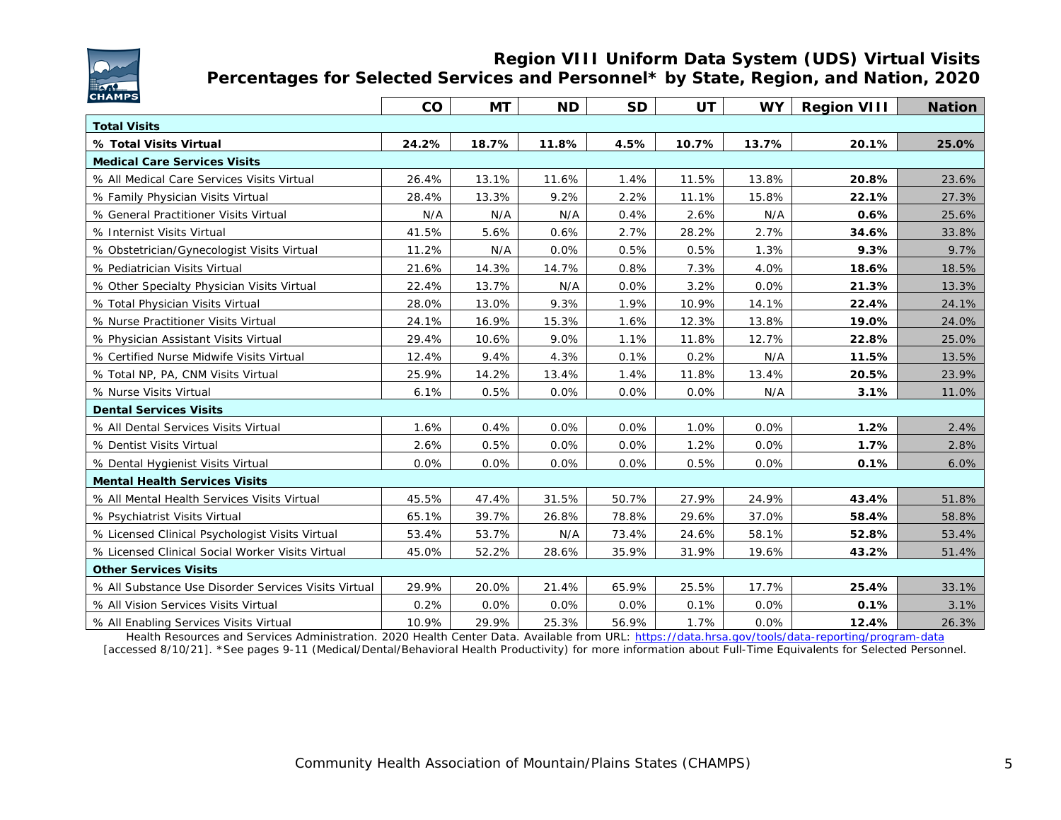# Region VIII Uniform Data System (UDS) Virtual Visits Percentages for Selected Services and Personnel* by State, Region, and Nation, 2020

| | CO | MT | ND | SD | UT | WY | Region VIII | Nation |
|---|---|---|---|---|---|---|---|---|
| **Total Visits** | | | | | | | | |
| **% Total Visits Virtual** | **24.2%** | **18.7%** | **11.8%** | **4.5%** | **10.7%** | **13.7%** | **20.1%** | **25.0%** |
| **Medical Care Services Visits** | | | | | | | | |
| % All Medical Care Services Visits Virtual | 26.4% | 13.1% | 11.6% | 1.4% | 11.5% | 13.8% | **20.8%** | 23.6% |
| % Family Physician Visits Virtual | 28.4% | 13.3% | 9.2% | 2.2% | 11.1% | 15.8% | **22.1%** | 27.3% |
| % General Practitioner Visits Virtual | N/A | N/A | N/A | 0.4% | 2.6% | N/A | **0.6%** | 25.6% |
| % Internist Visits Virtual | 41.5% | 5.6% | 0.6% | 2.7% | 28.2% | 2.7% | **34.6%** | 33.8% |
| % Obstetrician/Gynecologist Visits Virtual | 11.2% | N/A | 0.0% | 0.5% | 0.5% | 1.3% | **9.3%** | 9.7% |
| % Pediatrician Visits Virtual | 21.6% | 14.3% | 14.7% | 0.8% | 7.3% | 4.0% | **18.6%** | 18.5% |
| % Other Specialty Physician Visits Virtual | 22.4% | 13.7% | N/A | 0.0% | 3.2% | 0.0% | **21.3%** | 13.3% |
| % Total Physician Visits Virtual | 28.0% | 13.0% | 9.3% | 1.9% | 10.9% | 14.1% | **22.4%** | 24.1% |
| % Nurse Practitioner Visits Virtual | 24.1% | 16.9% | 15.3% | 1.6% | 12.3% | 13.8% | **19.0%** | 24.0% |
| % Physician Assistant Visits Virtual | 29.4% | 10.6% | 9.0% | 1.1% | 11.8% | 12.7% | **22.8%** | 25.0% |
| % Certified Nurse Midwife Visits Virtual | 12.4% | 9.4% | 4.3% | 0.1% | 0.2% | N/A | **11.5%** | 13.5% |
| % Total NP, PA, CNM Visits Virtual | 25.9% | 14.2% | 13.4% | 1.4% | 11.8% | 13.4% | **20.5%** | 23.9% |
| % Nurse Visits Virtual | 6.1% | 0.5% | 0.0% | 0.0% | 0.0% | N/A | **3.1%** | 11.0% |
| **Dental Services Visits** | | | | | | | | |
| % All Dental Services Visits Virtual | 1.6% | 0.4% | 0.0% | 0.0% | 1.0% | 0.0% | **1.2%** | 2.4% |
| % Dentist Visits Virtual | 2.6% | 0.5% | 0.0% | 0.0% | 1.2% | 0.0% | **1.7%** | 2.8% |
| % Dental Hygienist Visits Virtual | 0.0% | 0.0% | 0.0% | 0.0% | 0.5% | 0.0% | **0.1%** | 6.0% |
| **Mental Health Services Visits** | | | | | | | | |
| % All Mental Health Services Visits Virtual | 45.5% | 47.4% | 31.5% | 50.7% | 27.9% | 24.9% | **43.4%** | 51.8% |
| % Psychiatrist Visits Virtual | 65.1% | 39.7% | 26.8% | 78.8% | 29.6% | 37.0% | **58.4%** | 58.8% |
| % Licensed Clinical Psychologist Visits Virtual | 53.4% | 53.7% | N/A | 73.4% | 24.6% | 58.1% | **52.8%** | 53.4% |
| % Licensed Clinical Social Worker Visits Virtual | 45.0% | 52.2% | 28.6% | 35.9% | 31.9% | 19.6% | **43.2%** | 51.4% |
| **Other Services Visits** | | | | | | | | |
| % All Substance Use Disorder Services Visits Virtual | 29.9% | 20.0% | 21.4% | 65.9% | 25.5% | 17.7% | **25.4%** | 33.1% |
| % All Vision Services Visits Virtual | 0.2% | 0.0% | 0.0% | 0.0% | 0.1% | 0.0% | **0.1%** | 3.1% |
| % All Enabling Services Visits Virtual | 10.9% | 29.9% | 25.3% | 56.9% | 1.7% | 0.0% | **12.4%** | 26.3% |

Health Resources and Services Administration. 2020 Health Center Data. Available from URL: https://data.hrsa.gov/tools/data-reporting/program-data [accessed 8/10/21]. *See pages 9-11 (Medical/Dental/Behavioral Health Productivity) for more information about Full-Time Equivalents for Selected Personnel.

Community Health Association of Mountain/Plains States (CHAMPS)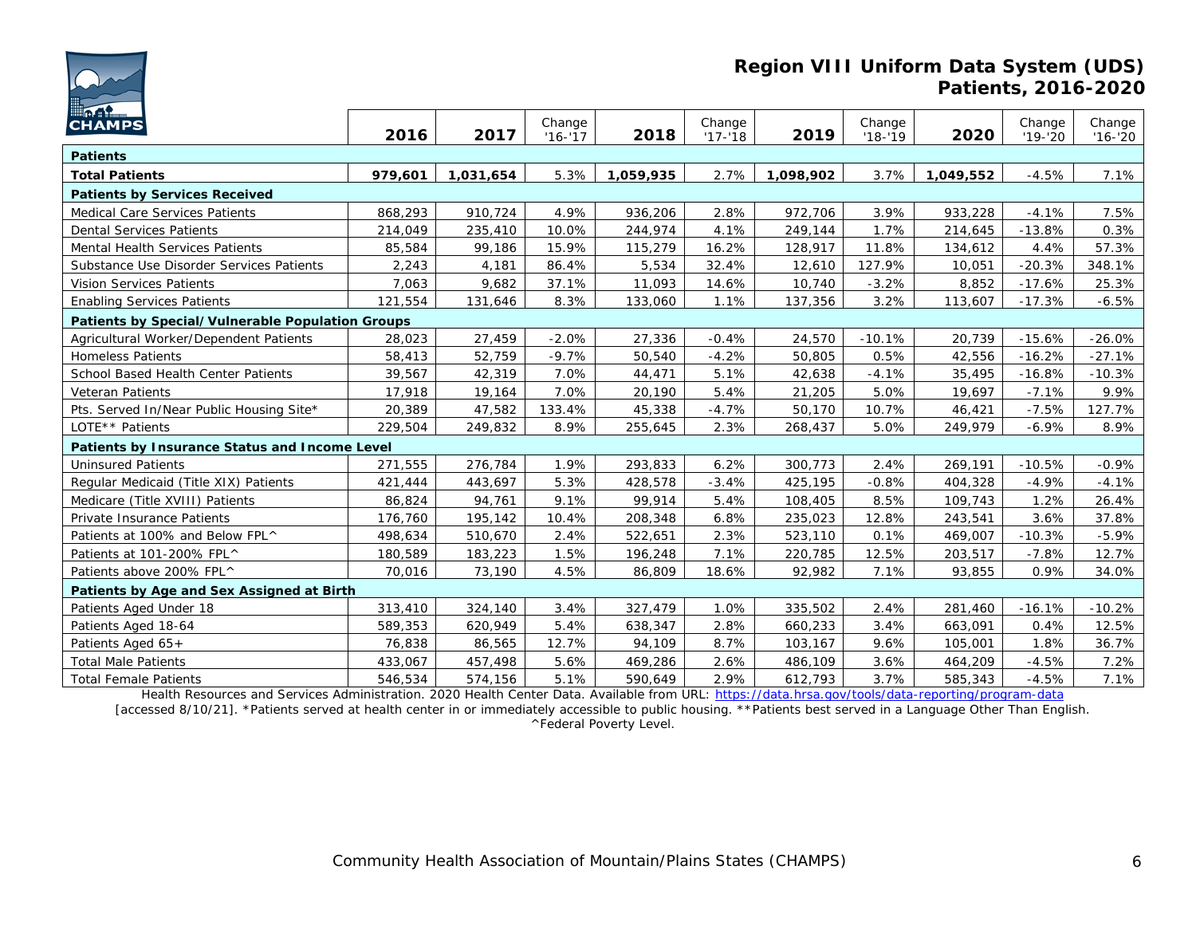# Region VIII Uniform Data System (UDS) Patients, 2016-2020

| | 2016 | 2017 | Change '16-'17 | 2018 | Change '17-'18 | 2019 | Change '18-'19 | 2020 | Change '19-'20 | Change '16-'20 |
|---|---|---|---|---|---|---|---|---|---|---|
| **Patients** | | | | | | | | | | |
| **Total Patients** | **979,601** | **1,031,654** | 5.3% | **1,059,935** | 2.7% | **1,098,902** | 3.7% | **1,049,552** | -4.5% | 7.1% |
| **Patients by Services Received** | | | | | | | | | | |
| Medical Care Services Patients | 868,293 | 910,724 | 4.9% | 936,206 | 2.8% | 972,706 | 3.9% | 933,228 | -4.1% | 7.5% |
| Dental Services Patients | 214,049 | 235,410 | 10.0% | 244,974 | 4.1% | 249,144 | 1.7% | 214,645 | -13.8% | 0.3% |
| Mental Health Services Patients | 85,584 | 99,186 | 15.9% | 115,279 | 16.2% | 128,917 | 11.8% | 134,612 | 4.4% | 57.3% |
| Substance Use Disorder Services Patients | 2,243 | 4,181 | 86.4% | 5,534 | 32.4% | 12,610 | 127.9% | 10,051 | -20.3% | 348.1% |
| Vision Services Patients | 7,063 | 9,682 | 37.1% | 11,093 | 14.6% | 10,740 | -3.2% | 8,852 | -17.6% | 25.3% |
| Enabling Services Patients | 121,554 | 131,646 | 8.3% | 133,060 | 1.1% | 137,356 | 3.2% | 113,607 | -17.3% | -6.5% |
| **Patients by Special/Vulnerable Population Groups** | | | | | | | | | | |
| Agricultural Worker/Dependent Patients | 28,023 | 27,459 | -2.0% | 27,336 | -0.4% | 24,570 | -10.1% | 20,739 | -15.6% | -26.0% |
| Homeless Patients | 58,413 | 52,759 | -9.7% | 50,540 | -4.2% | 50,805 | 0.5% | 42,556 | -16.2% | -27.1% |
| School Based Health Center Patients | 39,567 | 42,319 | 7.0% | 44,471 | 5.1% | 42,638 | -4.1% | 35,495 | -16.8% | -10.3% |
| Veteran Patients | 17,918 | 19,164 | 7.0% | 20,190 | 5.4% | 21,205 | 5.0% | 19,697 | -7.1% | 9.9% |
| Pts. Served In/Near Public Housing Site* | 20,389 | 47,582 | 133.4% | 45,338 | -4.7% | 50,170 | 10.7% | 46,421 | -7.5% | 127.7% |
| LOTE** Patients | 229,504 | 249,832 | 8.9% | 255,645 | 2.3% | 268,437 | 5.0% | 249,979 | -6.9% | 8.9% |
| **Patients by Insurance Status and Income Level** | | | | | | | | | | |
| Uninsured Patients | 271,555 | 276,784 | 1.9% | 293,833 | 6.2% | 300,773 | 2.4% | 269,191 | -10.5% | -0.9% |
| Regular Medicaid (Title XIX) Patients | 421,444 | 443,697 | 5.3% | 428,578 | -3.4% | 425,195 | -0.8% | 404,328 | -4.9% | -4.1% |
| Medicare (Title XVIII) Patients | 86,824 | 94,761 | 9.1% | 99,914 | 5.4% | 108,405 | 8.5% | 109,743 | 1.2% | 26.4% |
| Private Insurance Patients | 176,760 | 195,142 | 10.4% | 208,348 | 6.8% | 235,023 | 12.8% | 243,541 | 3.6% | 37.8% |
| Patients at 100% and Below FPL^ | 498,634 | 510,670 | 2.4% | 522,651 | 2.3% | 523,110 | 0.1% | 469,007 | -10.3% | -5.9% |
| Patients at 101-200% FPL^ | 180,589 | 183,223 | 1.5% | 196,248 | 7.1% | 220,785 | 12.5% | 203,517 | -7.8% | 12.7% |
| Patients above 200% FPL^ | 70,016 | 73,190 | 4.5% | 86,809 | 18.6% | 92,982 | 7.1% | 93,855 | 0.9% | 34.0% |
| **Patients by Age and Sex Assigned at Birth** | | | | | | | | | | |
| Patients Aged Under 18 | 313,410 | 324,140 | 3.4% | 327,479 | 1.0% | 335,502 | 2.4% | 281,460 | -16.1% | -10.2% |
| Patients Aged 18-64 | 589,353 | 620,949 | 5.4% | 638,347 | 2.8% | 660,233 | 3.4% | 663,091 | 0.4% | 12.5% |
| Patients Aged 65+ | 76,838 | 86,565 | 12.7% | 94,109 | 8.7% | 103,167 | 9.6% | 105,001 | 1.8% | 36.7% |
| Total Male Patients | 433,067 | 457,498 | 5.6% | 469,286 | 2.6% | 486,109 | 3.6% | 464,209 | -4.5% | 7.2% |
| Total Female Patients | 546,534 | 574,156 | 5.1% | 590,649 | 2.9% | 612,793 | 3.7% | 585,343 | -4.5% | 7.1% |

Health Resources and Services Administration. 2020 Health Center Data. Available from URL: https://data.hrsa.gov/tools/data-reporting/program-data [accessed 8/10/21]. *Patients served at health center in or immediately accessible to public housing. **Patients best served in a Language Other Than English. ^Federal Poverty Level.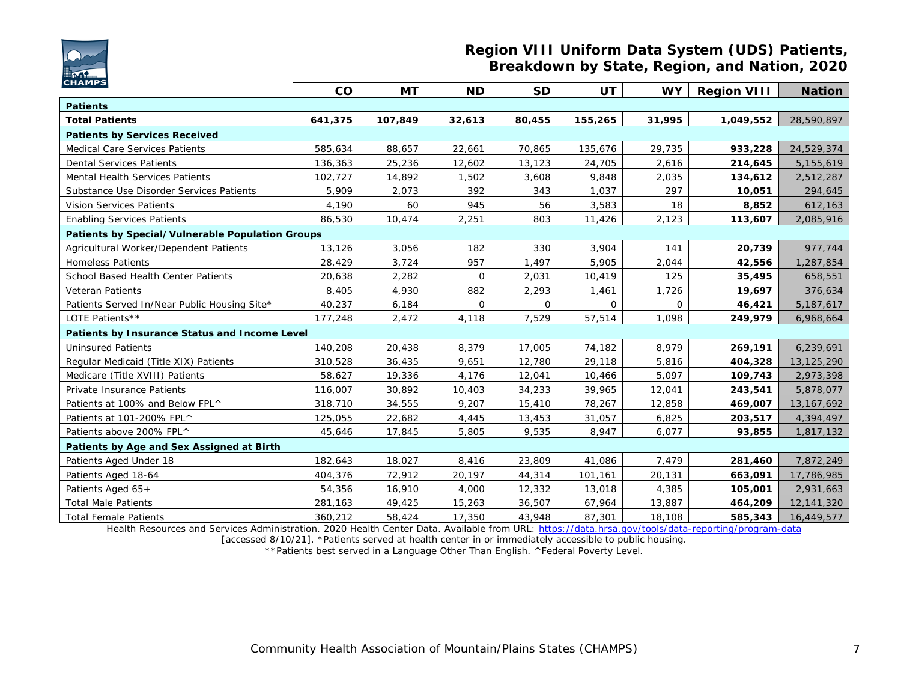# Region VIII Uniform Data System (UDS) Patients, Breakdown by State, Region, and Nation, 2020

| | CO | MT | ND | SD | UT | WY | Region VIII | Nation |
|---|---|---|---|---|---|---|---|---|
| **Patients** | | | | | | | | |
| **Total Patients** | **641,375** | **107,849** | **32,613** | **80,455** | **155,265** | **31,995** | **1,049,552** | 28,590,897 |
| **Patients by Services Received** | | | | | | | | |
| Medical Care Services Patients | 585,634 | 88,657 | 22,661 | 70,865 | 135,676 | 29,735 | **933,228** | 24,529,374 |
| Dental Services Patients | 136,363 | 25,236 | 12,602 | 13,123 | 24,705 | 2,616 | **214,645** | 5,155,619 |
| Mental Health Services Patients | 102,727 | 14,892 | 1,502 | 3,608 | 9,848 | 2,035 | **134,612** | 2,512,287 |
| Substance Use Disorder Services Patients | 5,909 | 2,073 | 392 | 343 | 1,037 | 297 | **10,051** | 294,645 |
| Vision Services Patients | 4,190 | 60 | 945 | 56 | 3,583 | 18 | **8,852** | 612,163 |
| Enabling Services Patients | 86,530 | 10,474 | 2,251 | 803 | 11,426 | 2,123 | **113,607** | 2,085,916 |
| **Patients by Special/Vulnerable Population Groups** | | | | | | | | |
| Agricultural Worker/Dependent Patients | 13,126 | 3,056 | 182 | 330 | 3,904 | 141 | **20,739** | 977,744 |
| Homeless Patients | 28,429 | 3,724 | 957 | 1,497 | 5,905 | 2,044 | **42,556** | 1,287,854 |
| School Based Health Center Patients | 20,638 | 2,282 | 0 | 2,031 | 10,419 | 125 | **35,495** | 658,551 |
| Veteran Patients | 8,405 | 4,930 | 882 | 2,293 | 1,461 | 1,726 | **19,697** | 376,634 |
| Patients Served In/Near Public Housing Site* | 40,237 | 6,184 | 0 | 0 | 0 | 0 | **46,421** | 5,187,617 |
| LOTE Patients** | 177,248 | 2,472 | 4,118 | 7,529 | 57,514 | 1,098 | **249,979** | 6,968,664 |
| **Patients by Insurance Status and Income Level** | | | | | | | | |
| Uninsured Patients | 140,208 | 20,438 | 8,379 | 17,005 | 74,182 | 8,979 | **269,191** | 6,239,691 |
| Regular Medicaid (Title XIX) Patients | 310,528 | 36,435 | 9,651 | 12,780 | 29,118 | 5,816 | **404,328** | 13,125,290 |
| Medicare (Title XVIII) Patients | 58,627 | 19,336 | 4,176 | 12,041 | 10,466 | 5,097 | **109,743** | 2,973,398 |
| Private Insurance Patients | 116,007 | 30,892 | 10,403 | 34,233 | 39,965 | 12,041 | **243,541** | 5,878,077 |
| Patients at 100% and Below FPL^ | 318,710 | 34,555 | 9,207 | 15,410 | 78,267 | 12,858 | **469,007** | 13,167,692 |
| Patients at 101-200% FPL^ | 125,055 | 22,682 | 4,445 | 13,453 | 31,057 | 6,825 | **203,517** | 4,394,497 |
| Patients above 200% FPL^ | 45,646 | 17,845 | 5,805 | 9,535 | 8,947 | 6,077 | **93,855** | 1,817,132 |
| **Patients by Age and Sex Assigned at Birth** | | | | | | | | |
| Patients Aged Under 18 | 182,643 | 18,027 | 8,416 | 23,809 | 41,086 | 7,479 | **281,460** | 7,872,249 |
| Patients Aged 18-64 | 404,376 | 72,912 | 20,197 | 44,314 | 101,161 | 20,131 | **663,091** | 17,786,985 |
| Patients Aged 65+ | 54,356 | 16,910 | 4,000 | 12,332 | 13,018 | 4,385 | **105,001** | 2,931,663 |
| Total Male Patients | 281,163 | 49,425 | 15,263 | 36,507 | 67,964 | 13,887 | **464,209** | 12,141,320 |
| Total Female Patients | 360,212 | 58,424 | 17,350 | 43,948 | 87,301 | 18,108 | **585,343** | 16,449,577 |

Health Resources and Services Administration. 2020 Health Center Data. Available from URL: https://data.hrsa.gov/tools/data-reporting/program-data [accessed 8/10/21]. *Patients served at health center in or immediately accessible to public housing.
**Patients best served in a Language Other Than English. ^Federal Poverty Level.

Community Health Association of Mountain/Plains States (CHAMPS)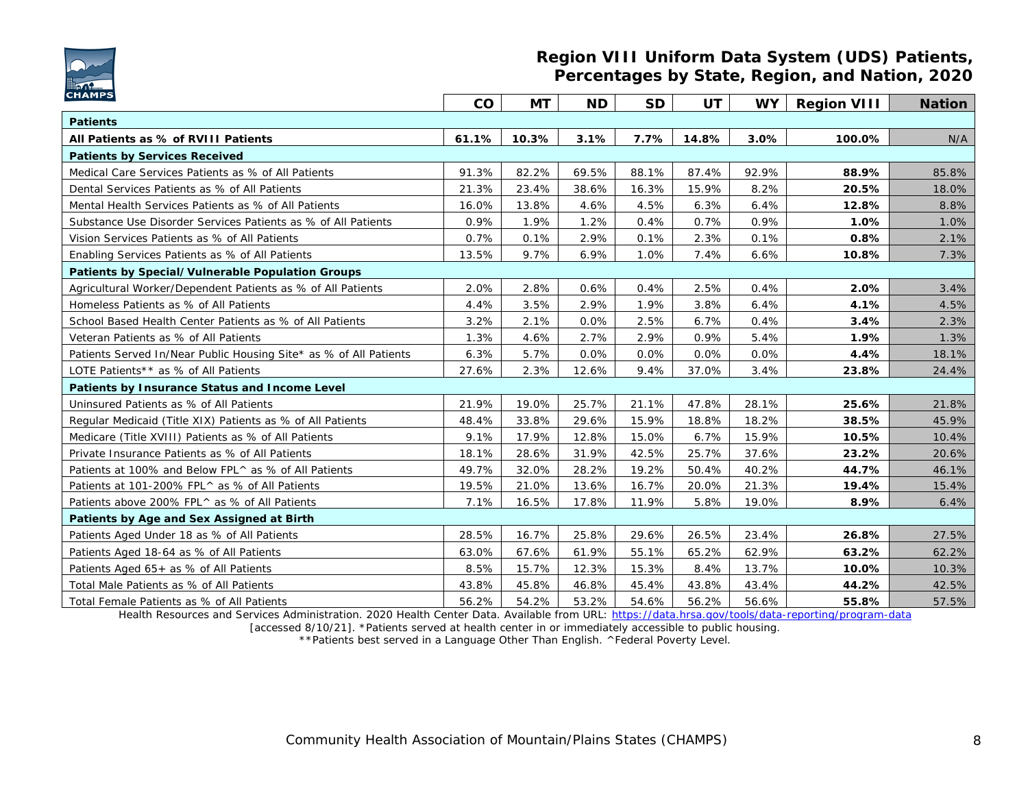# Region VIII Uniform Data System (UDS) Patients, Percentages by State, Region, and Nation, 2020

| | CO | MT | ND | SD | UT | WY | Region VIII | Nation |
|---|---|---|---|---|---|---|---|---|
| **Patients** | | | | | | | | |
| **All Patients as % of RVIII Patients** | **61.1%** | **10.3%** | **3.1%** | **7.7%** | **14.8%** | **3.0%** | **100.0%** | N/A |
| **Patients by Services Received** | | | | | | | | |
| Medical Care Services Patients as % of All Patients | 91.3% | 82.2% | 69.5% | 88.1% | 87.4% | 92.9% | **88.9%** | 85.8% |
| Dental Services Patients as % of All Patients | 21.3% | 23.4% | 38.6% | 16.3% | 15.9% | 8.2% | **20.5%** | 18.0% |
| Mental Health Services Patients as % of All Patients | 16.0% | 13.8% | 4.6% | 4.5% | 6.3% | 6.4% | **12.8%** | 8.8% |
| Substance Use Disorder Services Patients as % of All Patients | 0.9% | 1.9% | 1.2% | 0.4% | 0.7% | 0.9% | **1.0%** | 1.0% |
| Vision Services Patients as % of All Patients | 0.7% | 0.1% | 2.9% | 0.1% | 2.3% | 0.1% | **0.8%** | 2.1% |
| Enabling Services Patients as % of All Patients | 13.5% | 9.7% | 6.9% | 1.0% | 7.4% | 6.6% | **10.8%** | 7.3% |
| **Patients by Special/Vulnerable Population Groups** | | | | | | | | |
| Agricultural Worker/Dependent Patients as % of All Patients | 2.0% | 2.8% | 0.6% | 0.4% | 2.5% | 0.4% | **2.0%** | 3.4% |
| Homeless Patients as % of All Patients | 4.4% | 3.5% | 2.9% | 1.9% | 3.8% | 6.4% | **4.1%** | 4.5% |
| School Based Health Center Patients as % of All Patients | 3.2% | 2.1% | 0.0% | 2.5% | 6.7% | 0.4% | **3.4%** | 2.3% |
| Veteran Patients as % of All Patients | 1.3% | 4.6% | 2.7% | 2.9% | 0.9% | 5.4% | **1.9%** | 1.3% |
| Patients Served In/Near Public Housing Site* as % of All Patients | 6.3% | 5.7% | 0.0% | 0.0% | 0.0% | 0.0% | **4.4%** | 18.1% |
| LOTE Patients** as % of All Patients | 27.6% | 2.3% | 12.6% | 9.4% | 37.0% | 3.4% | **23.8%** | 24.4% |
| **Patients by Insurance Status and Income Level** | | | | | | | | |
| Uninsured Patients as % of All Patients | 21.9% | 19.0% | 25.7% | 21.1% | 47.8% | 28.1% | **25.6%** | 21.8% |
| Regular Medicaid (Title XIX) Patients as % of All Patients | 48.4% | 33.8% | 29.6% | 15.9% | 18.8% | 18.2% | **38.5%** | 45.9% |
| Medicare (Title XVIII) Patients as % of All Patients | 9.1% | 17.9% | 12.8% | 15.0% | 6.7% | 15.9% | **10.5%** | 10.4% |
| Private Insurance Patients as % of All Patients | 18.1% | 28.6% | 31.9% | 42.5% | 25.7% | 37.6% | **23.2%** | 20.6% |
| Patients at 100% and Below FPL^ as % of All Patients | 49.7% | 32.0% | 28.2% | 19.2% | 50.4% | 40.2% | **44.7%** | 46.1% |
| Patients at 101-200% FPL^ as % of All Patients | 19.5% | 21.0% | 13.6% | 16.7% | 20.0% | 21.3% | **19.4%** | 15.4% |
| Patients above 200% FPL^ as % of All Patients | 7.1% | 16.5% | 17.8% | 11.9% | 5.8% | 19.0% | **8.9%** | 6.4% |
| **Patients by Age and Sex Assigned at Birth** | | | | | | | | |
| Patients Aged Under 18 as % of All Patients | 28.5% | 16.7% | 25.8% | 29.6% | 26.5% | 23.4% | **26.8%** | 27.5% |
| Patients Aged 18-64 as % of All Patients | 63.0% | 67.6% | 61.9% | 55.1% | 65.2% | 62.9% | **63.2%** | 62.2% |
| Patients Aged 65+ as % of All Patients | 8.5% | 15.7% | 12.3% | 15.3% | 8.4% | 13.7% | **10.0%** | 10.3% |
| Total Male Patients as % of All Patients | 43.8% | 45.8% | 46.8% | 45.4% | 43.8% | 43.4% | **44.2%** | 42.5% |
| Total Female Patients as % of All Patients | 56.2% | 54.2% | 53.2% | 54.6% | 56.2% | 56.6% | **55.8%** | 57.5% |

Health Resources and Services Administration. 2020 Health Center Data. Available from URL: https://data.hrsa.gov/tools/data-reporting/program-data [accessed 8/10/21]. *Patients served at health center in or immediately accessible to public housing. **Patients best served in a Language Other Than English. ^Federal Poverty Level.

Community Health Association of Mountain/Plains States (CHAMPS)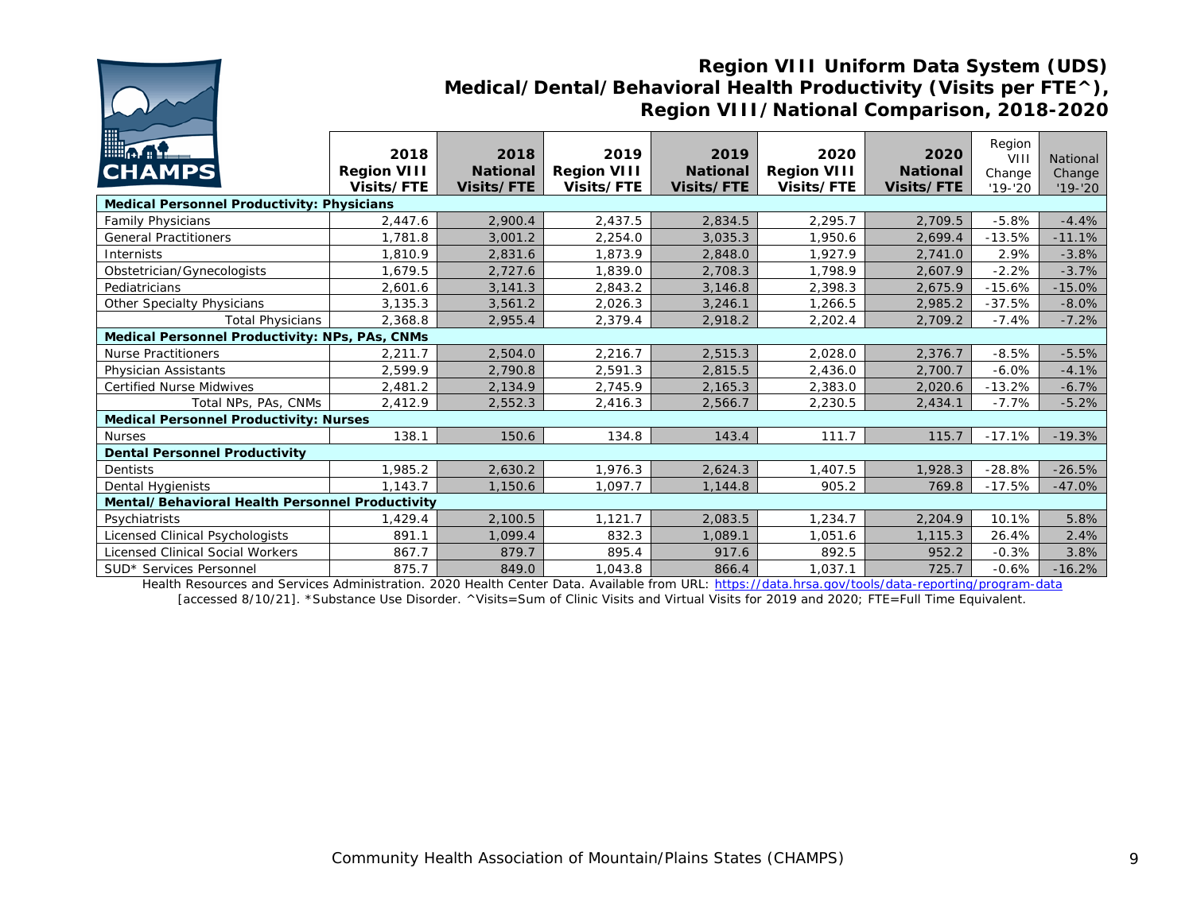# Region VIII Uniform Data System (UDS) Medical/Dental/Behavioral Health Productivity (Visits per FTE^), Region VIII/National Comparison, 2018-2020

| | 2018 Region VIII Visits/FTE | 2018 National Visits/FTE | 2019 Region VIII Visits/FTE | 2019 National Visits/FTE | 2020 Region VIII Visits/FTE | 2020 National Visits/FTE | Region VIII Change '19-'20 | National Change '19-'20 |
|---|---|---|---|---|---|---|---|---|
| **Medical Personnel Productivity: Physicians** | | | | | | | | |
| Family Physicians | 2,447.6 | 2,900.4 | 2,437.5 | 2,834.5 | 2,295.7 | 2,709.5 | -5.8% | -4.4% |
| General Practitioners | 1,781.8 | 3,001.2 | 2,254.0 | 3,035.3 | 1,950.6 | 2,699.4 | -13.5% | -11.1% |
| Internists | 1,810.9 | 2,831.6 | 1,873.9 | 2,848.0 | 1,927.9 | 2,741.0 | 2.9% | -3.8% |
| Obstetrician/Gynecologists | 1,679.5 | 2,727.6 | 1,839.0 | 2,708.3 | 1,798.9 | 2,607.9 | -2.2% | -3.7% |
| Pediatricians | 2,601.6 | 3,141.3 | 2,843.2 | 3,146.8 | 2,398.3 | 2,675.9 | -15.6% | -15.0% |
| Other Specialty Physicians | 3,135.3 | 3,561.2 | 2,026.3 | 3,246.1 | 1,266.5 | 2,985.2 | -37.5% | -8.0% |
| Total Physicians | 2,368.8 | 2,955.4 | 2,379.4 | 2,918.2 | 2,202.4 | 2,709.2 | -7.4% | -7.2% |
| **Medical Personnel Productivity: NPs, PAs, CNMs** | | | | | | | | |
| Nurse Practitioners | 2,211.7 | 2,504.0 | 2,216.7 | 2,515.3 | 2,028.0 | 2,376.7 | -8.5% | -5.5% |
| Physician Assistants | 2,599.9 | 2,790.8 | 2,591.3 | 2,815.5 | 2,436.0 | 2,700.7 | -6.0% | -4.1% |
| Certified Nurse Midwives | 2,481.2 | 2,134.9 | 2,745.9 | 2,165.3 | 2,383.0 | 2,020.6 | -13.2% | -6.7% |
| Total NPs, PAs, CNMs | 2,412.9 | 2,552.3 | 2,416.3 | 2,566.7 | 2,230.5 | 2,434.1 | -7.7% | -5.2% |
| **Medical Personnel Productivity: Nurses** | | | | | | | | |
| Nurses | 138.1 | 150.6 | 134.8 | 143.4 | 111.7 | 115.7 | -17.1% | -19.3% |
| **Dental Personnel Productivity** | | | | | | | | |
| Dentists | 1,985.2 | 2,630.2 | 1,976.3 | 2,624.3 | 1,407.5 | 1,928.3 | -28.8% | -26.5% |
| Dental Hygienists | 1,143.7 | 1,150.6 | 1,097.7 | 1,144.8 | 905.2 | 769.8 | -17.5% | -47.0% |
| **Mental/Behavioral Health Personnel Productivity** | | | | | | | | |
| Psychiatrists | 1,429.4 | 2,100.5 | 1,121.7 | 2,083.5 | 1,234.7 | 2,204.9 | 10.1% | 5.8% |
| Licensed Clinical Psychologists | 891.1 | 1,099.4 | 832.3 | 1,089.1 | 1,051.6 | 1,115.3 | 26.4% | 2.4% |
| Licensed Clinical Social Workers | 867.7 | 879.7 | 895.4 | 917.6 | 892.5 | 952.2 | -0.3% | 3.8% |
| SUD* Services Personnel | 875.7 | 849.0 | 1,043.8 | 866.4 | 1,037.1 | 725.7 | -0.6% | -16.2% |

Health Resources and Services Administration. 2020 Health Center Data. Available from URL: https://data.hrsa.gov/tools/data-reporting/program-data [accessed 8/10/21]. *Substance Use Disorder. ^Visits=Sum of Clinic Visits and Virtual Visits for 2019 and 2020; FTE=Full Time Equivalent.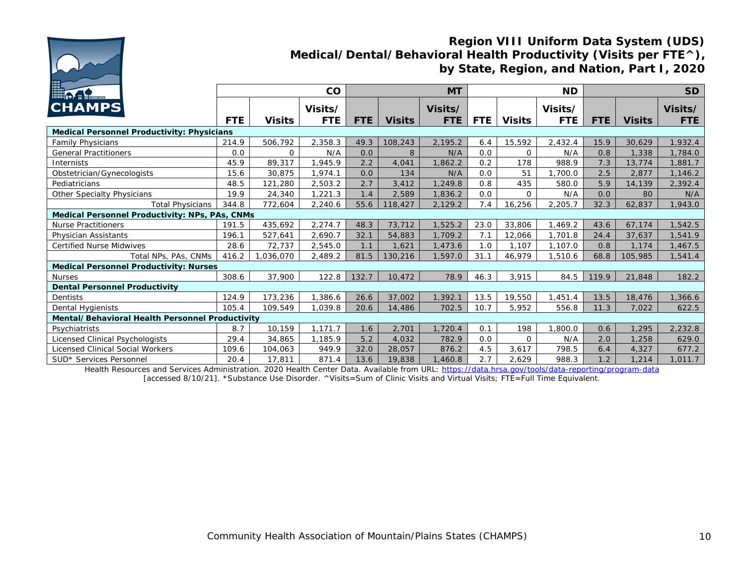## Region VIII Uniform Data System (UDS) Medical/Dental/Behavioral Health Productivity (Visits per FTE^), by State, Region, and Nation, Part I, 2020

| | CO | | | MT | | | ND | | | SD | | |
|---|---|---|---|---|---|---|---|---|---|---|---|---|
| | FTE | Visits | Visits/ FTE | FTE | Visits | Visits/ FTE | FTE | Visits | Visits/ FTE | FTE | Visits | Visits/ FTE |
| **Medical Personnel Productivity: Physicians** | | | | | | | | | | | | |
| Family Physicians | 214.9 | 506,792 | 2,358.3 | 49.3 | 108,243 | 2,195.2 | 6.4 | 15,592 | 2,432.4 | 15.9 | 30,629 | 1,932.4 |
| General Practitioners | 0.0 | 0 | N/A | 0.0 | 8 | N/A | 0.0 | 0 | N/A | 0.8 | 1,338 | 1,784.0 |
| Internists | 45.9 | 89,317 | 1,945.9 | 2.2 | 4,041 | 1,862.2 | 0.2 | 178 | 988.9 | 7.3 | 13,774 | 1,881.7 |
| Obstetrician/Gynecologists | 15.6 | 30,875 | 1,974.1 | 0.0 | 134 | N/A | 0.0 | 51 | 1,700.0 | 2.5 | 2,877 | 1,146.2 |
| Pediatricians | 48.5 | 121,280 | 2,503.2 | 2.7 | 3,412 | 1,249.8 | 0.8 | 435 | 580.0 | 5.9 | 14,139 | 2,392.4 |
| Other Specialty Physicians | 19.9 | 24,340 | 1,221.3 | 1.4 | 2,589 | 1,836.2 | 0.0 | 0 | N/A | 0.0 | 80 | N/A |
| Total Physicians | 344.8 | 772,604 | 2,240.6 | 55.6 | 118,427 | 2,129.2 | 7.4 | 16,256 | 2,205.7 | 32.3 | 62,837 | 1,943.0 |
| **Medical Personnel Productivity: NPs, PAs, CNMs** | | | | | | | | | | | | |
| Nurse Practitioners | 191.5 | 435,692 | 2,274.7 | 48.3 | 73,712 | 1,525.2 | 23.0 | 33,806 | 1,469.2 | 43.6 | 67,174 | 1,542.5 |
| Physician Assistants | 196.1 | 527,641 | 2,690.7 | 32.1 | 54,883 | 1,709.2 | 7.1 | 12,066 | 1,701.8 | 24.4 | 37,637 | 1,541.9 |
| Certified Nurse Midwives | 28.6 | 72,737 | 2,545.0 | 1.1 | 1,621 | 1,473.6 | 1.0 | 1,107 | 1,107.0 | 0.8 | 1,174 | 1,467.5 |
| Total NPs, PAs, CNMs | 416.2 | 1,036,070 | 2,489.2 | 81.5 | 130,216 | 1,597.0 | 31.1 | 46,979 | 1,510.6 | 68.8 | 105,985 | 1,541.4 |
| **Medical Personnel Productivity: Nurses** | | | | | | | | | | | | |
| Nurses | 308.6 | 37,900 | 122.8 | 132.7 | 10,472 | 78.9 | 46.3 | 3,915 | 84.5 | 119.9 | 21,848 | 182.2 |
| **Dental Personnel Productivity** | | | | | | | | | | | | |
| Dentists | 124.9 | 173,236 | 1,386.6 | 26.6 | 37,002 | 1,392.1 | 13.5 | 19,550 | 1,451.4 | 13.5 | 18,476 | 1,366.6 |
| Dental Hygienists | 105.4 | 109,549 | 1,039.8 | 20.6 | 14,486 | 702.5 | 10.7 | 5,952 | 556.8 | 11.3 | 7,022 | 622.5 |
| **Mental/Behavioral Health Personnel Productivity** | | | | | | | | | | | | |
| Psychiatrists | 8.7 | 10,159 | 1,171.7 | 1.6 | 2,701 | 1,720.4 | 0.1 | 198 | 1,800.0 | 0.6 | 1,295 | 2,232.8 |
| Licensed Clinical Psychologists | 29.4 | 34,865 | 1,185.9 | 5.2 | 4,032 | 782.9 | 0.0 | 0 | N/A | 2.0 | 1,258 | 629.0 |
| Licensed Clinical Social Workers | 109.6 | 104,063 | 949.9 | 32.0 | 28,057 | 876.2 | 4.5 | 3,617 | 798.5 | 6.4 | 4,327 | 677.2 |
| SUD* Services Personnel | 20.4 | 17,811 | 871.4 | 13.6 | 19,838 | 1,460.8 | 2.7 | 2,629 | 988.3 | 1.2 | 1,214 | 1,011.7 |

Health Resources and Services Administration. 2020 Health Center Data. Available from URL: https://data.hrsa.gov/tools/data-reporting/program-data [accessed 8/10/21]. *Substance Use Disorder. ^Visits=Sum of Clinic Visits and Virtual Visits; FTE=Full Time Equivalent.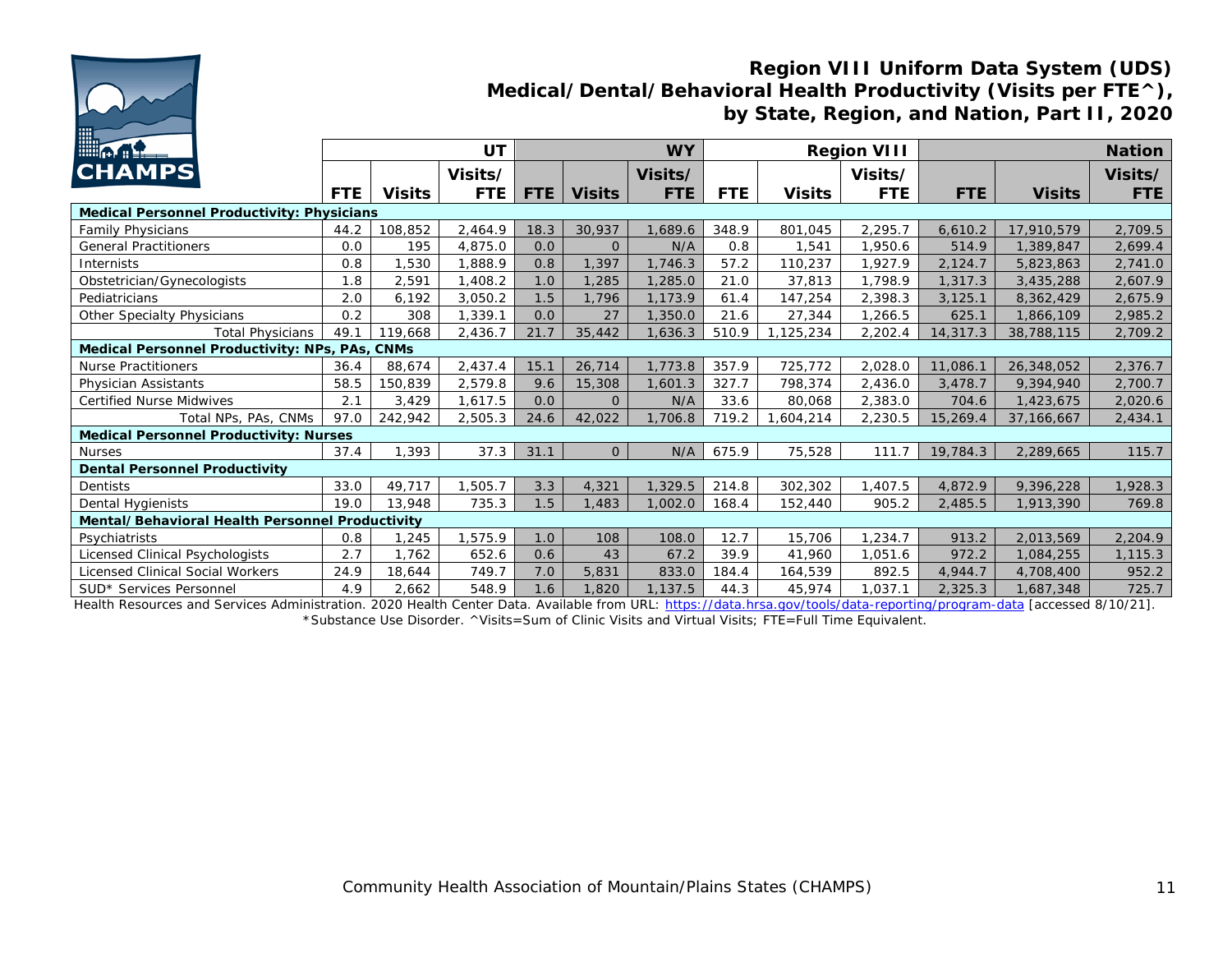# Region VIII Uniform Data System (UDS)
## Medical/Dental/Behavioral Health Productivity (Visits per FTE^), by State, Region, and Nation, Part II, 2020

| | UT | | | WY | | | Region VIII | | | Nation | | |
|---|---|---|---|---|---|---|---|---|---|---|---|---|
| | FTE | Visits | Visits/ FTE | FTE | Visits | Visits/ FTE | FTE | Visits | Visits/ FTE | FTE | Visits | Visits/ FTE |
| **Medical Personnel Productivity: Physicians** | | | | | | | | | | | | |
| Family Physicians | 44.2 | 108,852 | 2,464.9 | 18.3 | 30,937 | 1,689.6 | 348.9 | 801,045 | 2,295.7 | 6,610.2 | 17,910,579 | 2,709.5 |
| General Practitioners | 0.0 | 195 | 4,875.0 | 0.0 | 0 | N/A | 0.8 | 1,541 | 1,950.6 | 514.9 | 1,389,847 | 2,699.4 |
| Internists | 0.8 | 1,530 | 1,888.9 | 0.8 | 1,397 | 1,746.3 | 57.2 | 110,237 | 1,927.9 | 2,124.7 | 5,823,863 | 2,741.0 |
| Obstetrician/Gynecologists | 1.8 | 2,591 | 1,408.2 | 1.0 | 1,285 | 1,285.0 | 21.0 | 37,813 | 1,798.9 | 1,317.3 | 3,435,288 | 2,607.9 |
| Pediatricians | 2.0 | 6,192 | 3,050.2 | 1.5 | 1,796 | 1,173.9 | 61.4 | 147,254 | 2,398.3 | 3,125.1 | 8,362,429 | 2,675.9 |
| Other Specialty Physicians | 0.2 | 308 | 1,339.1 | 0.0 | 27 | 1,350.0 | 21.6 | 27,344 | 1,266.5 | 625.1 | 1,866,109 | 2,985.2 |
| Total Physicians | 49.1 | 119,668 | 2,436.7 | 21.7 | 35,442 | 1,636.3 | 510.9 | 1,125,234 | 2,202.4 | 14,317.3 | 38,788,115 | 2,709.2 |
| **Medical Personnel Productivity: NPs, PAs, CNMs** | | | | | | | | | | | | |
| Nurse Practitioners | 36.4 | 88,674 | 2,437.4 | 15.1 | 26,714 | 1,773.8 | 357.9 | 725,772 | 2,028.0 | 11,086.1 | 26,348,052 | 2,376.7 |
| Physician Assistants | 58.5 | 150,839 | 2,579.8 | 9.6 | 15,308 | 1,601.3 | 327.7 | 798,374 | 2,436.0 | 3,478.7 | 9,394,940 | 2,700.7 |
| Certified Nurse Midwives | 2.1 | 3,429 | 1,617.5 | 0.0 | 0 | N/A | 33.6 | 80,068 | 2,383.0 | 704.6 | 1,423,675 | 2,020.6 |
| Total NPs, PAs, CNMs | 97.0 | 242,942 | 2,505.3 | 24.6 | 42,022 | 1,706.8 | 719.2 | 1,604,214 | 2,230.5 | 15,269.4 | 37,166,667 | 2,434.1 |
| **Medical Personnel Productivity: Nurses** | | | | | | | | | | | | |
| Nurses | 37.4 | 1,393 | 37.3 | 31.1 | 0 | N/A | 675.9 | 75,528 | 111.7 | 19,784.3 | 2,289,665 | 115.7 |
| **Dental Personnel Productivity** | | | | | | | | | | | | |
| Dentists | 33.0 | 49,717 | 1,505.7 | 3.3 | 4,321 | 1,329.5 | 214.8 | 302,302 | 1,407.5 | 4,872.9 | 9,396,228 | 1,928.3 |
| Dental Hygienists | 19.0 | 13,948 | 735.3 | 1.5 | 1,483 | 1,002.0 | 168.4 | 152,440 | 905.2 | 2,485.5 | 1,913,390 | 769.8 |
| **Mental/Behavioral Health Personnel Productivity** | | | | | | | | | | | | |
| Psychiatrists | 0.8 | 1,245 | 1,575.9 | 1.0 | 108 | 108.0 | 12.7 | 15,706 | 1,234.7 | 913.2 | 2,013,569 | 2,204.9 |
| Licensed Clinical Psychologists | 2.7 | 1,762 | 652.6 | 0.6 | 43 | 67.2 | 39.9 | 41,960 | 1,051.6 | 972.2 | 1,084,255 | 1,115.3 |
| Licensed Clinical Social Workers | 24.9 | 18,644 | 749.7 | 7.0 | 5,831 | 833.0 | 184.4 | 164,539 | 892.5 | 4,944.7 | 4,708,400 | 952.2 |
| SUD* Services Personnel | 4.9 | 2,662 | 548.9 | 1.6 | 1,820 | 1,137.5 | 44.3 | 45,974 | 1,037.1 | 2,325.3 | 1,687,348 | 725.7 |

Health Resources and Services Administration. 2020 Health Center Data. Available from URL: https://data.hrsa.gov/tools/data-reporting/program-data [accessed 8/10/21].

*Substance Use Disorder. ^Visits=Sum of Clinic Visits and Virtual Visits; FTE=Full Time Equivalent.

Community Health Association of Mountain/Plains States (CHAMPS)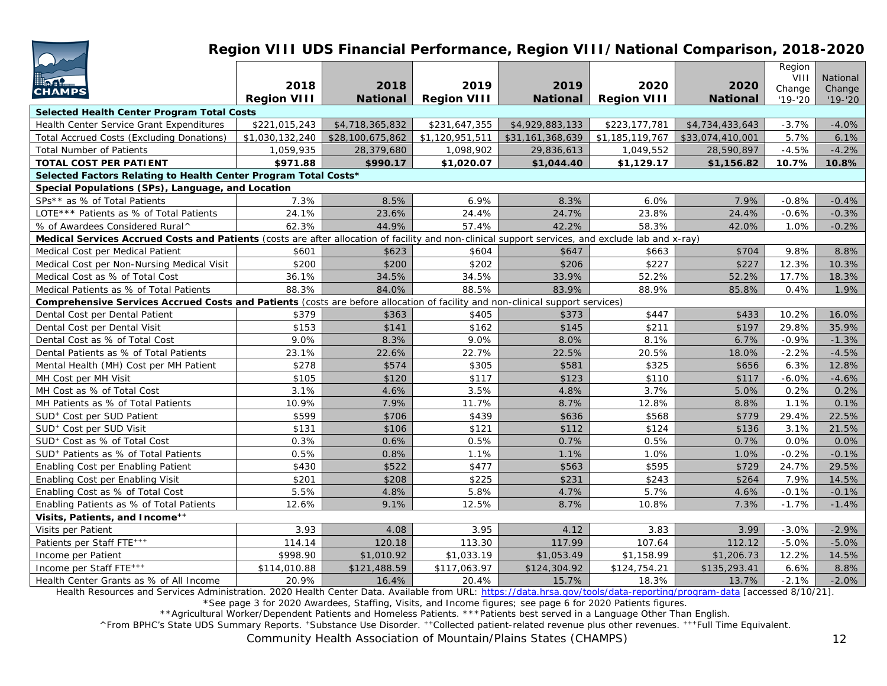# Region VIII UDS Financial Performance, Region VIII/National Comparison, 2018-2020

| | 2018 Region VIII | 2018 National | 2019 Region VIII | 2019 National | 2020 Region VIII | 2020 National | Region VIII Change '19-'20 | National Change '19-'20 |
|---|---|---|---|---|---|---|---|---|
| **Selected Health Center Program Total Costs** | | | | | | | | |
| Health Center Service Grant Expenditures | $221,015,243 | $4,718,365,832 | $231,647,355 | $4,929,883,133 | $223,177,781 | $4,734,433,643 | -3.7% | -4.0% |
| Total Accrued Costs (Excluding Donations) | $1,030,132,240 | $28,100,675,862 | $1,120,951,511 | $31,161,368,639 | $1,185,119,767 | $33,074,410,001 | 5.7% | 6.1% |
| Total Number of Patients | 1,059,935 | 28,379,680 | 1,098,902 | 29,836,613 | 1,049,552 | 28,590,897 | -4.5% | -4.2% |
| **TOTAL COST PER PATIENT** | **$971.88** | **$990.17** | **$1,020.07** | **$1,044.40** | **$1,129.17** | **$1,156.82** | **10.7%** | **10.8%** |
| **Selected Factors Relating to Health Center Program Total Costs*** | | | | | | | | |
| **Special Populations (SPs), Language, and Location** | | | | | | | | |
| SPs** as % of Total Patients | 7.3% | 8.5% | 6.9% | 8.3% | 6.0% | 7.9% | -0.8% | -0.4% |
| LOTE*** Patients as % of Total Patients | 24.1% | 23.6% | 24.4% | 24.7% | 23.8% | 24.4% | -0.6% | -0.3% |
| % of Awardees Considered Rural^ | 62.3% | 44.9% | 57.4% | 42.2% | 58.3% | 42.0% | 1.0% | -0.2% |
| **Medical Services Accrued Costs and Patients** (costs are after allocation of facility and non-clinical support services, and exclude lab and x-ray) | | | | | | | | |
| Medical Cost per Medical Patient | $601 | $623 | $604 | $647 | $663 | $704 | 9.8% | 8.8% |
| Medical Cost per Non-Nursing Medical Visit | $200 | $200 | $202 | $206 | $227 | $227 | 12.3% | 10.3% |
| Medical Cost as % of Total Cost | 36.1% | 34.5% | 34.5% | 33.9% | 52.2% | 52.2% | 17.7% | 18.3% |
| Medical Patients as % of Total Patients | 88.3% | 84.0% | 88.5% | 83.9% | 88.9% | 85.8% | 0.4% | 1.9% |
| **Comprehensive Services Accrued Costs and Patients** (costs are before allocation of facility and non-clinical support services) | | | | | | | | |
| Dental Cost per Dental Patient | $379 | $363 | $405 | $373 | $447 | $433 | 10.2% | 16.0% |
| Dental Cost per Dental Visit | $153 | $141 | $162 | $145 | $211 | $197 | 29.8% | 35.9% |
| Dental Cost as % of Total Cost | 9.0% | 8.3% | 9.0% | 8.0% | 8.1% | 6.7% | -0.9% | -1.3% |
| Dental Patients as % of Total Patients | 23.1% | 22.6% | 22.7% | 22.5% | 20.5% | 18.0% | -2.2% | -4.5% |
| Mental Health (MH) Cost per MH Patient | $278 | $574 | $305 | $581 | $325 | $656 | 6.3% | 12.8% |
| MH Cost per MH Visit | $105 | $120 | $117 | $123 | $110 | $117 | -6.0% | -4.6% |
| MH Cost as % of Total Cost | 3.1% | 4.6% | 3.5% | 4.8% | 3.7% | 5.0% | 0.2% | 0.2% |
| MH Patients as % of Total Patients | 10.9% | 7.9% | 11.7% | 8.7% | 12.8% | 8.8% | 1.1% | 0.1% |
| SUD+ Cost per SUD Patient | $599 | $706 | $439 | $636 | $568 | $779 | 29.4% | 22.5% |
| SUD+ Cost per SUD Visit | $131 | $106 | $121 | $112 | $124 | $136 | 3.1% | 21.5% |
| SUD+ Cost as % of Total Cost | 0.3% | 0.6% | 0.5% | 0.7% | 0.5% | 0.7% | 0.0% | 0.0% |
| SUD+ Patients as % of Total Patients | 0.5% | 0.8% | 1.1% | 1.1% | 1.0% | 1.0% | -0.2% | -0.1% |
| Enabling Cost per Enabling Patient | $430 | $522 | $477 | $563 | $595 | $729 | 24.7% | 29.5% |
| Enabling Cost per Enabling Visit | $201 | $208 | $225 | $231 | $243 | $264 | 7.9% | 14.5% |
| Enabling Cost as % of Total Cost | 5.5% | 4.8% | 5.8% | 4.7% | 5.7% | 4.6% | -0.1% | -0.1% |
| Enabling Patients as % of Total Patients | 12.6% | 9.1% | 12.5% | 8.7% | 10.8% | 7.3% | -1.7% | -1.4% |
| **Visits, Patients, and Income++** | | | | | | | | |
| Visits per Patient | 3.93 | 4.08 | 3.95 | 4.12 | 3.83 | 3.99 | -3.0% | -2.9% |
| Patients per Staff FTE+++ | 114.14 | 120.18 | 113.30 | 117.99 | 107.64 | 112.12 | -5.0% | -5.0% |
| Income per Patient | $998.90 | $1,010.92 | $1,033.19 | $1,053.49 | $1,158.99 | $1,206.73 | 12.2% | 14.5% |
| Income per Staff FTE+++ | $114,010.88 | $121,488.59 | $117,063.97 | $124,304.92 | $124,754.21 | $135,293.41 | 6.6% | 8.8% |
| Health Center Grants as % of All Income | 20.9% | 16.4% | 20.4% | 15.7% | 18.3% | 13.7% | -2.1% | -2.0% |

Health Resources and Services Administration. 2020 Health Center Data. Available from URL: https://data.hrsa.gov/tools/data-reporting/program-data [accessed 8/10/21].

*See page 3 for 2020 Awardees, Staffing, Visits, and Income figures; see page 6 for 2020 Patients figures.

**Agricultural Worker/Dependent Patients and Homeless Patients. ***Patients best served in a Language Other Than English.

^From BPHC's State UDS Summary Reports. +Substance Use Disorder. ++Collected patient-related revenue plus other revenues. +++Full Time Equivalent.

Community Health Association of Mountain/Plains States (CHAMPS)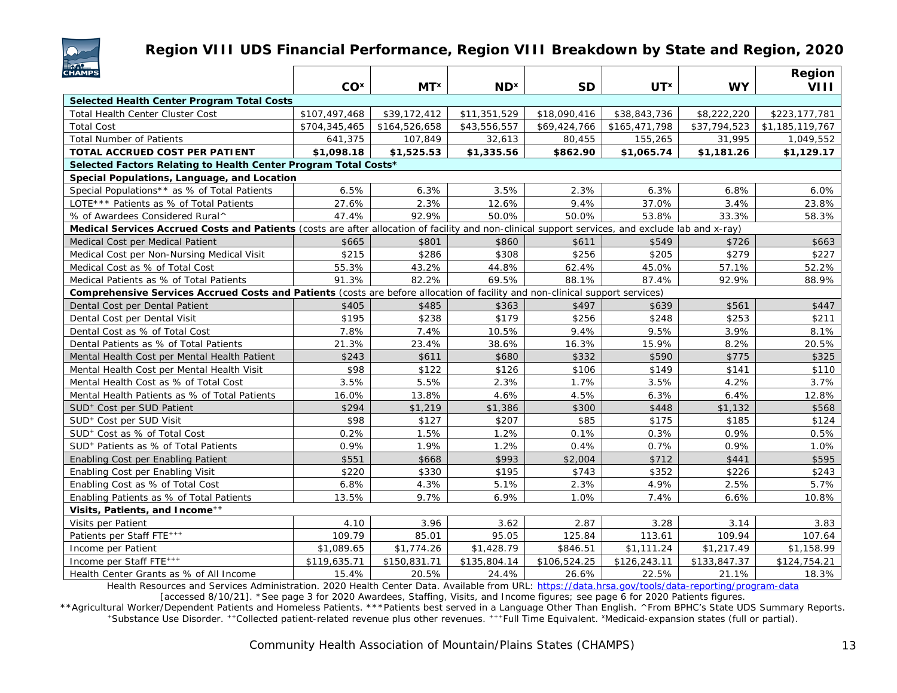# Region VIII UDS Financial Performance, Region VIII Breakdown by State and Region, 2020

| | CO[x] | MT[x] | ND[x] | SD | UT[x] | WY | Region VIII |
|---|---|---|---|---|---|---|---|
| **Selected Health Center Program Total Costs** | | | | | | | |
| Total Health Center Cluster Cost | $107,497,468 | $39,172,412 | $11,351,529 | $18,090,416 | $38,843,736 | $8,222,220 | $223,177,781 |
| Total Cost | $704,345,465 | $164,526,658 | $43,556,557 | $69,424,766 | $165,471,798 | $37,794,523 | $1,185,119,767 |
| Total Number of Patients | 641,375 | 107,849 | 32,613 | 80,455 | 155,265 | 31,995 | 1,049,552 |
| **TOTAL ACCRUED COST PER PATIENT** | **$1,098.18** | **$1,525.53** | **$1,335.56** | **$862.90** | **$1,065.74** | **$1,181.26** | **$1,129.17** |
| **Selected Factors Relating to Health Center Program Total Costs*** | | | | | | | |
| **Special Populations, Language, and Location** | | | | | | | |
| Special Populations** as % of Total Patients | 6.5% | 6.3% | 3.5% | 2.3% | 6.3% | 6.8% | 6.0% |
| LOTE*** Patients as % of Total Patients | 27.6% | 2.3% | 12.6% | 9.4% | 37.0% | 3.4% | 23.8% |
| % of Awardees Considered Rural^ | 47.4% | 92.9% | 50.0% | 50.0% | 53.8% | 33.3% | 58.3% |
| **Medical Services Accrued Costs and Patients** (costs are after allocation of facility and non-clinical support services, and exclude lab and x-ray) | | | | | | | |
| Medical Cost per Medical Patient | $665 | $801 | $860 | $611 | $549 | $726 | $663 |
| Medical Cost per Non-Nursing Medical Visit | $215 | $286 | $308 | $256 | $205 | $279 | $227 |
| Medical Cost as % of Total Cost | 55.3% | 43.2% | 44.8% | 62.4% | 45.0% | 57.1% | 52.2% |
| Medical Patients as % of Total Patients | 91.3% | 82.2% | 69.5% | 88.1% | 87.4% | 92.9% | 88.9% |
| **Comprehensive Services Accrued Costs and Patients** (costs are before allocation of facility and non-clinical support services) | | | | | | | |
| Dental Cost per Dental Patient | $405 | $485 | $363 | $497 | $639 | $561 | $447 |
| Dental Cost per Dental Visit | $195 | $238 | $179 | $256 | $248 | $253 | $211 |
| Dental Cost as % of Total Cost | 7.8% | 7.4% | 10.5% | 9.4% | 9.5% | 3.9% | 8.1% |
| Dental Patients as % of Total Patients | 21.3% | 23.4% | 38.6% | 16.3% | 15.9% | 8.2% | 20.5% |
| Mental Health Cost per Mental Health Patient | $243 | $611 | $680 | $332 | $590 | $775 | $325 |
| Mental Health Cost per Mental Health Visit | $98 | $122 | $126 | $106 | $149 | $141 | $110 |
| Mental Health Cost as % of Total Cost | 3.5% | 5.5% | 2.3% | 1.7% | 3.5% | 4.2% | 3.7% |
| Mental Health Patients as % of Total Patients | 16.0% | 13.8% | 4.6% | 4.5% | 6.3% | 6.4% | 12.8% |
| SUD[+] Cost per SUD Patient | $294 | $1,219 | $1,386 | $300 | $448 | $1,132 | $568 |
| SUD[+] Cost per SUD Visit | $98 | $127 | $207 | $85 | $175 | $185 | $124 |
| SUD[+] Cost as % of Total Cost | 0.2% | 1.5% | 1.2% | 0.1% | 0.3% | 0.9% | 0.5% |
| SUD[+] Patients as % of Total Patients | 0.9% | 1.9% | 1.2% | 0.4% | 0.7% | 0.9% | 1.0% |
| Enabling Cost per Enabling Patient | $551 | $668 | $993 | $2,004 | $712 | $441 | $595 |
| Enabling Cost per Enabling Visit | $220 | $330 | $195 | $743 | $352 | $226 | $243 |
| Enabling Cost as % of Total Cost | 6.8% | 4.3% | 5.1% | 2.3% | 4.9% | 2.5% | 5.7% |
| Enabling Patients as % of Total Patients | 13.5% | 9.7% | 6.9% | 1.0% | 7.4% | 6.6% | 10.8% |
| **Visits, Patients, and Income[++]** | | | | | | | |
| Visits per Patient | 4.10 | 3.96 | 3.62 | 2.87 | 3.28 | 3.14 | 3.83 |
| Patients per Staff FTE[+++] | 109.79 | 85.01 | 95.05 | 125.84 | 113.61 | 109.94 | 107.64 |
| Income per Patient | $1,089.65 | $1,774.26 | $1,428.79 | $846.51 | $1,111.24 | $1,217.49 | $1,158.99 |
| Income per Staff FTE[+++] | $119,635.71 | $150,831.71 | $135,804.14 | $106,524.25 | $126,243.11 | $133,847.37 | $124,754.21 |
| Health Center Grants as % of All Income | 15.4% | 20.5% | 24.4% | 26.6% | 22.5% | 21.1% | 18.3% |

Health Resources and Services Administration. 2020 Health Center Data. Available from URL: https://data.hrsa.gov/tools/data-reporting/program-data [accessed 8/10/21]. *See page 3 for 2020 Awardees, Staffing, Visits, and Income figures; see page 6 for 2020 Patients figures.
**Agricultural Worker/Dependent Patients and Homeless Patients. ***Patients best served in a Language Other Than English. ^From BPHC's State UDS Summary Reports. [+]Substance Use Disorder. [++]Collected patient-related revenue plus other revenues. [+++]Full Time Equivalent. [x]Medicaid-expansion states (full or partial).

Community Health Association of Mountain/Plains States (CHAMPS)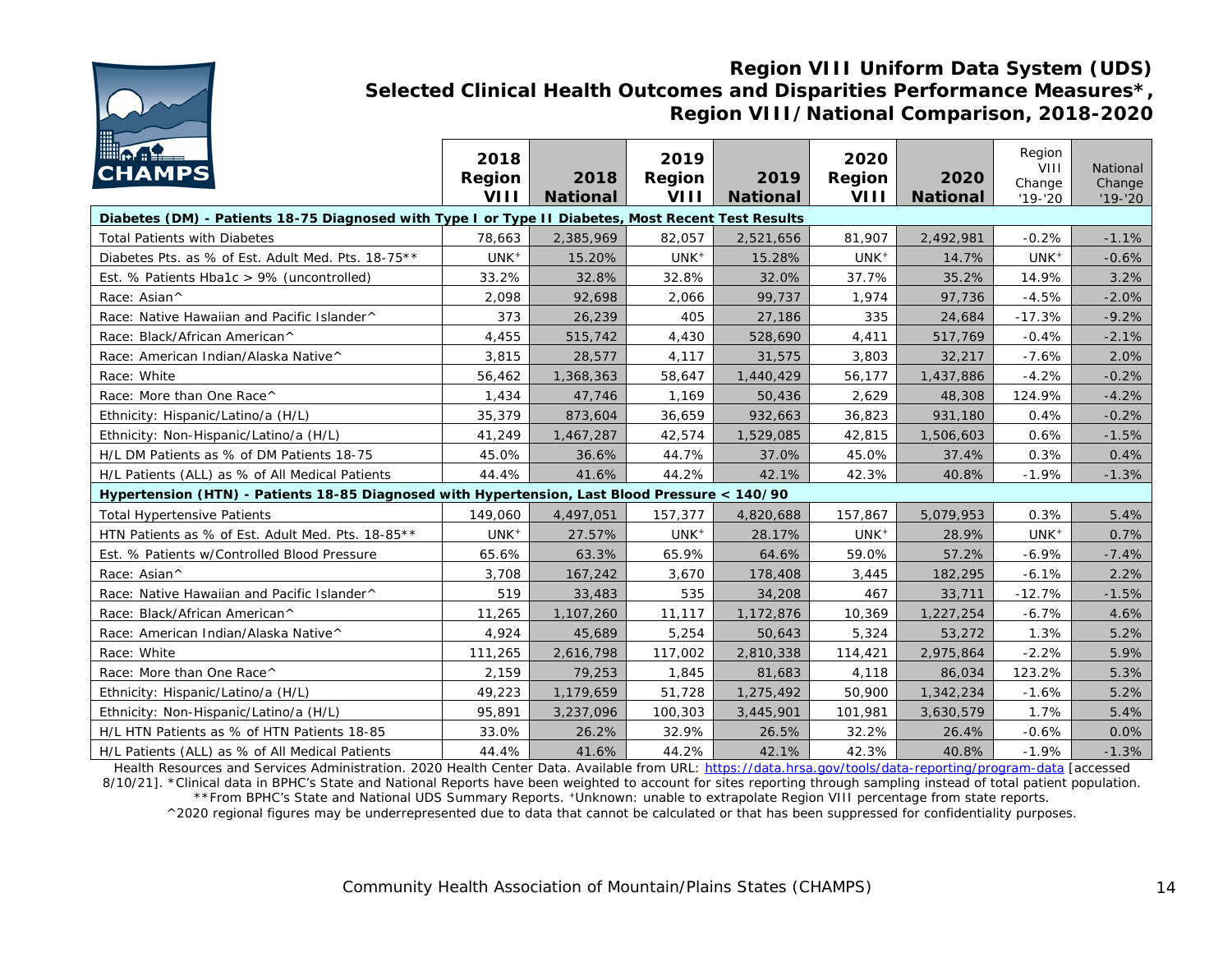# Region VIII Uniform Data System (UDS)
## Selected Clinical Health Outcomes and Disparities Performance Measures*, Region VIII/National Comparison, 2018-2020

| | 2018 Region VIII | 2018 National | 2019 Region VIII | 2019 National | 2020 Region VIII | 2020 National | Region VIII Change '19-'20 | National Change '19-'20 |
|---|---|---|---|---|---|---|---|---|
| **Diabetes (DM) - Patients 18-75 Diagnosed with Type I or Type II Diabetes, Most Recent Test Results** | | | | | | | | |
| Total Patients with Diabetes | 78,663 | 2,385,969 | 82,057 | 2,521,656 | 81,907 | 2,492,981 | -0.2% | -1.1% |
| Diabetes Pts. as % of Est. Adult Med. Pts. 18-75** | UNK⁺ | 15.20% | UNK⁺ | 15.28% | UNK⁺ | 14.7% | UNK⁺ | -0.6% |
| Est. % Patients Hba1c > 9% (uncontrolled) | 33.2% | 32.8% | 32.8% | 32.0% | 37.7% | 35.2% | 14.9% | 3.2% |
| Race: Asian^ | 2,098 | 92,698 | 2,066 | 99,737 | 1,974 | 97,736 | -4.5% | -2.0% |
| Race: Native Hawaiian and Pacific Islander^ | 373 | 26,239 | 405 | 27,186 | 335 | 24,684 | -17.3% | -9.2% |
| Race: Black/African American^ | 4,455 | 515,742 | 4,430 | 528,690 | 4,411 | 517,769 | -0.4% | -2.1% |
| Race: American Indian/Alaska Native^ | 3,815 | 28,577 | 4,117 | 31,575 | 3,803 | 32,217 | -7.6% | 2.0% |
| Race: White | 56,462 | 1,368,363 | 58,647 | 1,440,429 | 56,177 | 1,437,886 | -4.2% | -0.2% |
| Race: More than One Race^ | 1,434 | 47,746 | 1,169 | 50,436 | 2,629 | 48,308 | 124.9% | -4.2% |
| Ethnicity: Hispanic/Latino/a (H/L) | 35,379 | 873,604 | 36,659 | 932,663 | 36,823 | 931,180 | 0.4% | -0.2% |
| Ethnicity: Non-Hispanic/Latino/a (H/L) | 41,249 | 1,467,287 | 42,574 | 1,529,085 | 42,815 | 1,506,603 | 0.6% | -1.5% |
| H/L DM Patients as % of DM Patients 18-75 | 45.0% | 36.6% | 44.7% | 37.0% | 45.0% | 37.4% | 0.3% | 0.4% |
| H/L Patients (ALL) as % of All Medical Patients | 44.4% | 41.6% | 44.2% | 42.1% | 42.3% | 40.8% | -1.9% | -1.3% |
| **Hypertension (HTN) - Patients 18-85 Diagnosed with Hypertension, Last Blood Pressure < 140/90** | | | | | | | | |
| Total Hypertensive Patients | 149,060 | 4,497,051 | 157,377 | 4,820,688 | 157,867 | 5,079,953 | 0.3% | 5.4% |
| HTN Patients as % of Est. Adult Med. Pts. 18-85** | UNK⁺ | 27.57% | UNK⁺ | 28.17% | UNK⁺ | 28.9% | UNK⁺ | 0.7% |
| Est. % Patients w/Controlled Blood Pressure | 65.6% | 63.3% | 65.9% | 64.6% | 59.0% | 57.2% | -6.9% | -7.4% |
| Race: Asian^ | 3,708 | 167,242 | 3,670 | 178,408 | 3,445 | 182,295 | -6.1% | 2.2% |
| Race: Native Hawaiian and Pacific Islander^ | 519 | 33,483 | 535 | 34,208 | 467 | 33,711 | -12.7% | -1.5% |
| Race: Black/African American^ | 11,265 | 1,107,260 | 11,117 | 1,172,876 | 10,369 | 1,227,254 | -6.7% | 4.6% |
| Race: American Indian/Alaska Native^ | 4,924 | 45,689 | 5,254 | 50,643 | 5,324 | 53,272 | 1.3% | 5.2% |
| Race: White | 111,265 | 2,616,798 | 117,002 | 2,810,338 | 114,421 | 2,975,864 | -2.2% | 5.9% |
| Race: More than One Race^ | 2,159 | 79,253 | 1,845 | 81,683 | 4,118 | 86,034 | 123.2% | 5.3% |
| Ethnicity: Hispanic/Latino/a (H/L) | 49,223 | 1,179,659 | 51,728 | 1,275,492 | 50,900 | 1,342,234 | -1.6% | 5.2% |
| Ethnicity: Non-Hispanic/Latino/a (H/L) | 95,891 | 3,237,096 | 100,303 | 3,445,901 | 101,981 | 3,630,579 | 1.7% | 5.4% |
| H/L HTN Patients as % of HTN Patients 18-85 | 33.0% | 26.2% | 32.9% | 26.5% | 32.2% | 26.4% | -0.6% | 0.0% |
| H/L Patients (ALL) as % of All Medical Patients | 44.4% | 41.6% | 44.2% | 42.1% | 42.3% | 40.8% | -1.9% | -1.3% |

Health Resources and Services Administration. 2020 Health Center Data. Available from URL: https://data.hrsa.gov/tools/data-reporting/program-data [accessed 8/10/21]. *Clinical data in BPHC's State and National Reports have been weighted to account for sites reporting through sampling instead of total patient population. **From BPHC's State and National UDS Summary Reports. ⁺Unknown: unable to extrapolate Region VIII percentage from state reports. ^2020 regional figures may be underrepresented due to data that cannot be calculated or that has been suppressed for confidentiality purposes.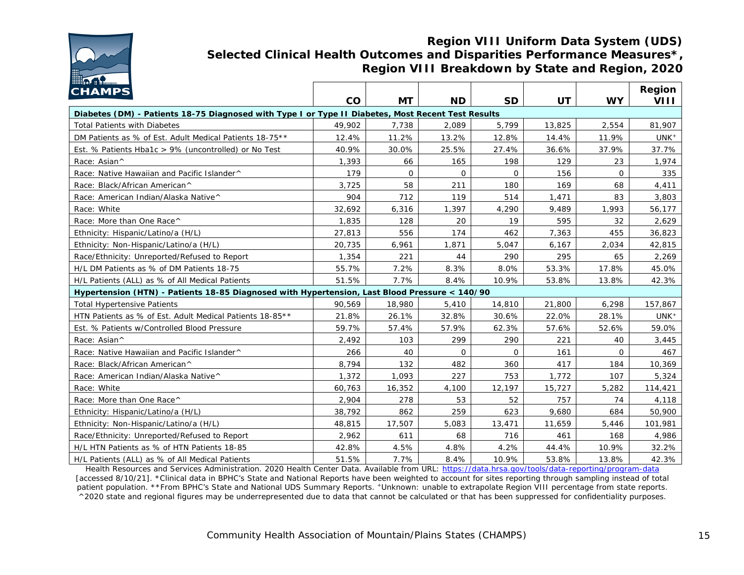# Region VIII Uniform Data System (UDS)
## Selected Clinical Health Outcomes and Disparities Performance Measures*, Region VIII Breakdown by State and Region, 2020

| | CO | MT | ND | SD | UT | WY | Region VIII |
|---|---|---|---|---|---|---|---|
| **Diabetes (DM) - Patients 18-75 Diagnosed with Type I or Type II Diabetes, Most Recent Test Results** | | | | | | | |
| Total Patients with Diabetes | 49,902 | 7,738 | 2,089 | 5,799 | 13,825 | 2,554 | 81,907 |
| DM Patients as % of Est. Adult Medical Patients 18-75** | 12.4% | 11.2% | 13.2% | 12.8% | 14.4% | 11.9% | UNK⁺ |
| Est. % Patients Hba1c > 9% (uncontrolled) or No Test | 40.9% | 30.0% | 25.5% | 27.4% | 36.6% | 37.9% | 37.7% |
| Race: Asian^ | 1,393 | 66 | 165 | 198 | 129 | 23 | 1,974 |
| Race: Native Hawaiian and Pacific Islander^ | 179 | 0 | 0 | 0 | 156 | 0 | 335 |
| Race: Black/African American^ | 3,725 | 58 | 211 | 180 | 169 | 68 | 4,411 |
| Race: American Indian/Alaska Native^ | 904 | 712 | 119 | 514 | 1,471 | 83 | 3,803 |
| Race: White | 32,692 | 6,316 | 1,397 | 4,290 | 9,489 | 1,993 | 56,177 |
| Race: More than One Race^ | 1,835 | 128 | 20 | 19 | 595 | 32 | 2,629 |
| Ethnicity: Hispanic/Latino/a (H/L) | 27,813 | 556 | 174 | 462 | 7,363 | 455 | 36,823 |
| Ethnicity: Non-Hispanic/Latino/a (H/L) | 20,735 | 6,961 | 1,871 | 5,047 | 6,167 | 2,034 | 42,815 |
| Race/Ethnicity: Unreported/Refused to Report | 1,354 | 221 | 44 | 290 | 295 | 65 | 2,269 |
| H/L DM Patients as % of DM Patients 18-75 | 55.7% | 7.2% | 8.3% | 8.0% | 53.3% | 17.8% | 45.0% |
| H/L Patients (ALL) as % of All Medical Patients | 51.5% | 7.7% | 8.4% | 10.9% | 53.8% | 13.8% | 42.3% |
| **Hypertension (HTN) - Patients 18-85 Diagnosed with Hypertension, Last Blood Pressure < 140/90** | | | | | | | |
| Total Hypertensive Patients | 90,569 | 18,980 | 5,410 | 14,810 | 21,800 | 6,298 | 157,867 |
| HTN Patients as % of Est. Adult Medical Patients 18-85** | 21.8% | 26.1% | 32.8% | 30.6% | 22.0% | 28.1% | UNK⁺ |
| Est. % Patients w/Controlled Blood Pressure | 59.7% | 57.4% | 57.9% | 62.3% | 57.6% | 52.6% | 59.0% |
| Race: Asian^ | 2,492 | 103 | 299 | 290 | 221 | 40 | 3,445 |
| Race: Native Hawaiian and Pacific Islander^ | 266 | 40 | 0 | 0 | 161 | 0 | 467 |
| Race: Black/African American^ | 8,794 | 132 | 482 | 360 | 417 | 184 | 10,369 |
| Race: American Indian/Alaska Native^ | 1,372 | 1,093 | 227 | 753 | 1,772 | 107 | 5,324 |
| Race: White | 60,763 | 16,352 | 4,100 | 12,197 | 15,727 | 5,282 | 114,421 |
| Race: More than One Race^ | 2,904 | 278 | 53 | 52 | 757 | 74 | 4,118 |
| Ethnicity: Hispanic/Latino/a (H/L) | 38,792 | 862 | 259 | 623 | 9,680 | 684 | 50,900 |
| Ethnicity: Non-Hispanic/Latino/a (H/L) | 48,815 | 17,507 | 5,083 | 13,471 | 11,659 | 5,446 | 101,981 |
| Race/Ethnicity: Unreported/Refused to Report | 2,962 | 611 | 68 | 716 | 461 | 168 | 4,986 |
| H/L HTN Patients as % of HTN Patients 18-85 | 42.8% | 4.5% | 4.8% | 4.2% | 44.4% | 10.9% | 32.2% |
| H/L Patients (ALL) as % of All Medical Patients | 51.5% | 7.7% | 8.4% | 10.9% | 53.8% | 13.8% | 42.3% |

Health Resources and Services Administration. 2020 Health Center Data. Available from URL: https://data.hrsa.gov/tools/data-reporting/program-data [accessed 8/10/21]. *Clinical data in BPHC's State and National Reports have been weighted to account for sites reporting through sampling instead of total patient population. **From BPHC's State and National UDS Summary Reports. ⁺Unknown: unable to extrapolate Region VIII percentage from state reports. ^2020 state and regional figures may be underrepresented due to data that cannot be calculated or that has been suppressed for confidentiality purposes.

Community Health Association of Mountain/Plains States (CHAMPS)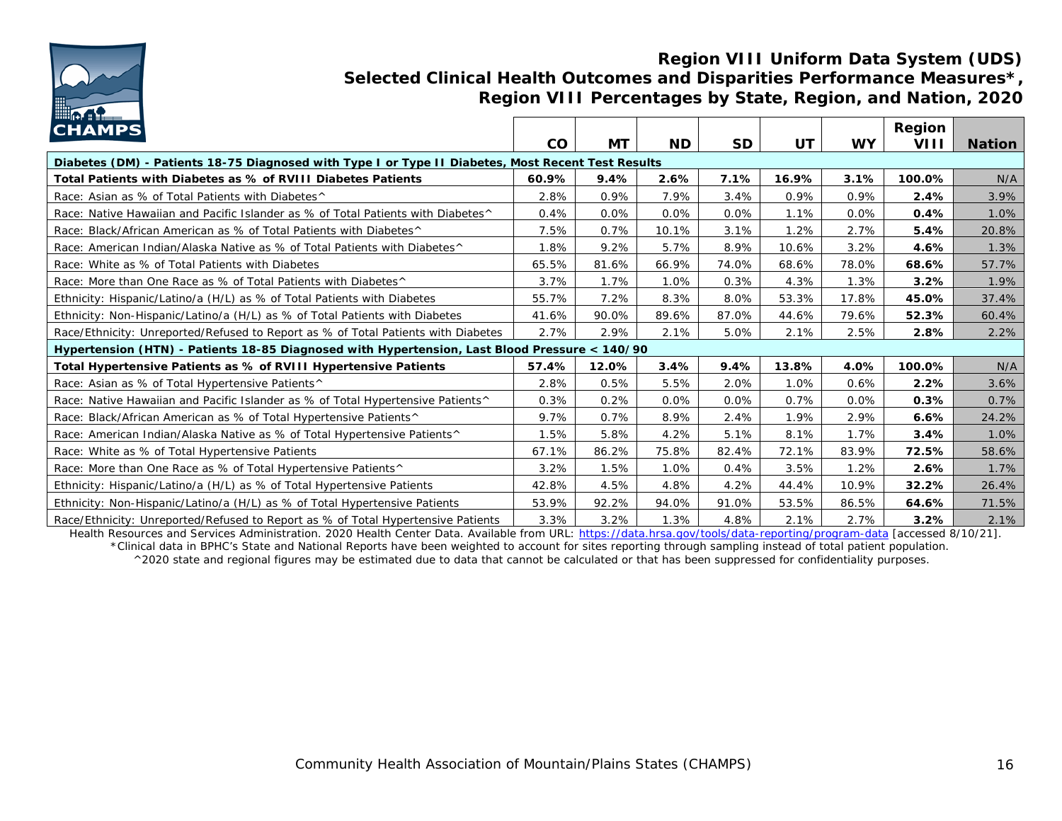## Region VIII Uniform Data System (UDS)
## Selected Clinical Health Outcomes and Disparities Performance Measures*, Region VIII Percentages by State, Region, and Nation, 2020

| | CO | MT | ND | SD | UT | WY | Region VIII | Nation |
|---|---|---|---|---|---|---|---|---|
| **Diabetes (DM) - Patients 18-75 Diagnosed with Type I or Type II Diabetes, Most Recent Test Results** | | | | | | | | |
| **Total Patients with Diabetes as % of RVIII Diabetes Patients** | **60.9%** | **9.4%** | **2.6%** | **7.1%** | **16.9%** | **3.1%** | **100.0%** | N/A |
| Race: Asian as % of Total Patients with Diabetes^ | 2.8% | 0.9% | 7.9% | 3.4% | 0.9% | 0.9% | **2.4%** | 3.9% |
| Race: Native Hawaiian and Pacific Islander as % of Total Patients with Diabetes^ | 0.4% | 0.0% | 0.0% | 0.0% | 1.1% | 0.0% | **0.4%** | 1.0% |
| Race: Black/African American as % of Total Patients with Diabetes^ | 7.5% | 0.7% | 10.1% | 3.1% | 1.2% | 2.7% | **5.4%** | 20.8% |
| Race: American Indian/Alaska Native as % of Total Patients with Diabetes^ | 1.8% | 9.2% | 5.7% | 8.9% | 10.6% | 3.2% | **4.6%** | 1.3% |
| Race: White as % of Total Patients with Diabetes | 65.5% | 81.6% | 66.9% | 74.0% | 68.6% | 78.0% | **68.6%** | 57.7% |
| Race: More than One Race as % of Total Patients with Diabetes^ | 3.7% | 1.7% | 1.0% | 0.3% | 4.3% | 1.3% | **3.2%** | 1.9% |
| Ethnicity: Hispanic/Latino/a (H/L) as % of Total Patients with Diabetes | 55.7% | 7.2% | 8.3% | 8.0% | 53.3% | 17.8% | **45.0%** | 37.4% |
| Ethnicity: Non-Hispanic/Latino/a (H/L) as % of Total Patients with Diabetes | 41.6% | 90.0% | 89.6% | 87.0% | 44.6% | 79.6% | **52.3%** | 60.4% |
| Race/Ethnicity: Unreported/Refused to Report as % of Total Patients with Diabetes | 2.7% | 2.9% | 2.1% | 5.0% | 2.1% | 2.5% | **2.8%** | 2.2% |
| **Hypertension (HTN) - Patients 18-85 Diagnosed with Hypertension, Last Blood Pressure < 140/90** | | | | | | | | |
| **Total Hypertensive Patients as % of RVIII Hypertensive Patients** | **57.4%** | **12.0%** | **3.4%** | **9.4%** | **13.8%** | **4.0%** | **100.0%** | N/A |
| Race: Asian as % of Total Hypertensive Patients^ | 2.8% | 0.5% | 5.5% | 2.0% | 1.0% | 0.6% | **2.2%** | 3.6% |
| Race: Native Hawaiian and Pacific Islander as % of Total Hypertensive Patients^ | 0.3% | 0.2% | 0.0% | 0.0% | 0.7% | 0.0% | **0.3%** | 0.7% |
| Race: Black/African American as % of Total Hypertensive Patients^ | 9.7% | 0.7% | 8.9% | 2.4% | 1.9% | 2.9% | **6.6%** | 24.2% |
| Race: American Indian/Alaska Native as % of Total Hypertensive Patients^ | 1.5% | 5.8% | 4.2% | 5.1% | 8.1% | 1.7% | **3.4%** | 1.0% |
| Race: White as % of Total Hypertensive Patients | 67.1% | 86.2% | 75.8% | 82.4% | 72.1% | 83.9% | **72.5%** | 58.6% |
| Race: More than One Race as % of Total Hypertensive Patients^ | 3.2% | 1.5% | 1.0% | 0.4% | 3.5% | 1.2% | **2.6%** | 1.7% |
| Ethnicity: Hispanic/Latino/a (H/L) as % of Total Hypertensive Patients | 42.8% | 4.5% | 4.8% | 4.2% | 44.4% | 10.9% | **32.2%** | 26.4% |
| Ethnicity: Non-Hispanic/Latino/a (H/L) as % of Total Hypertensive Patients | 53.9% | 92.2% | 94.0% | 91.0% | 53.5% | 86.5% | **64.6%** | 71.5% |
| Race/Ethnicity: Unreported/Refused to Report as % of Total Hypertensive Patients | 3.3% | 3.2% | 1.3% | 4.8% | 2.1% | 2.7% | **3.2%** | 2.1% |

Health Resources and Services Administration. 2020 Health Center Data. Available from URL: https://data.hrsa.gov/tools/data-reporting/program-data [accessed 8/10/21].

*Clinical data in BPHC's State and National Reports have been weighted to account for sites reporting through sampling instead of total patient population.

^2020 state and regional figures may be estimated due to data that cannot be calculated or that has been suppressed for confidentiality purposes.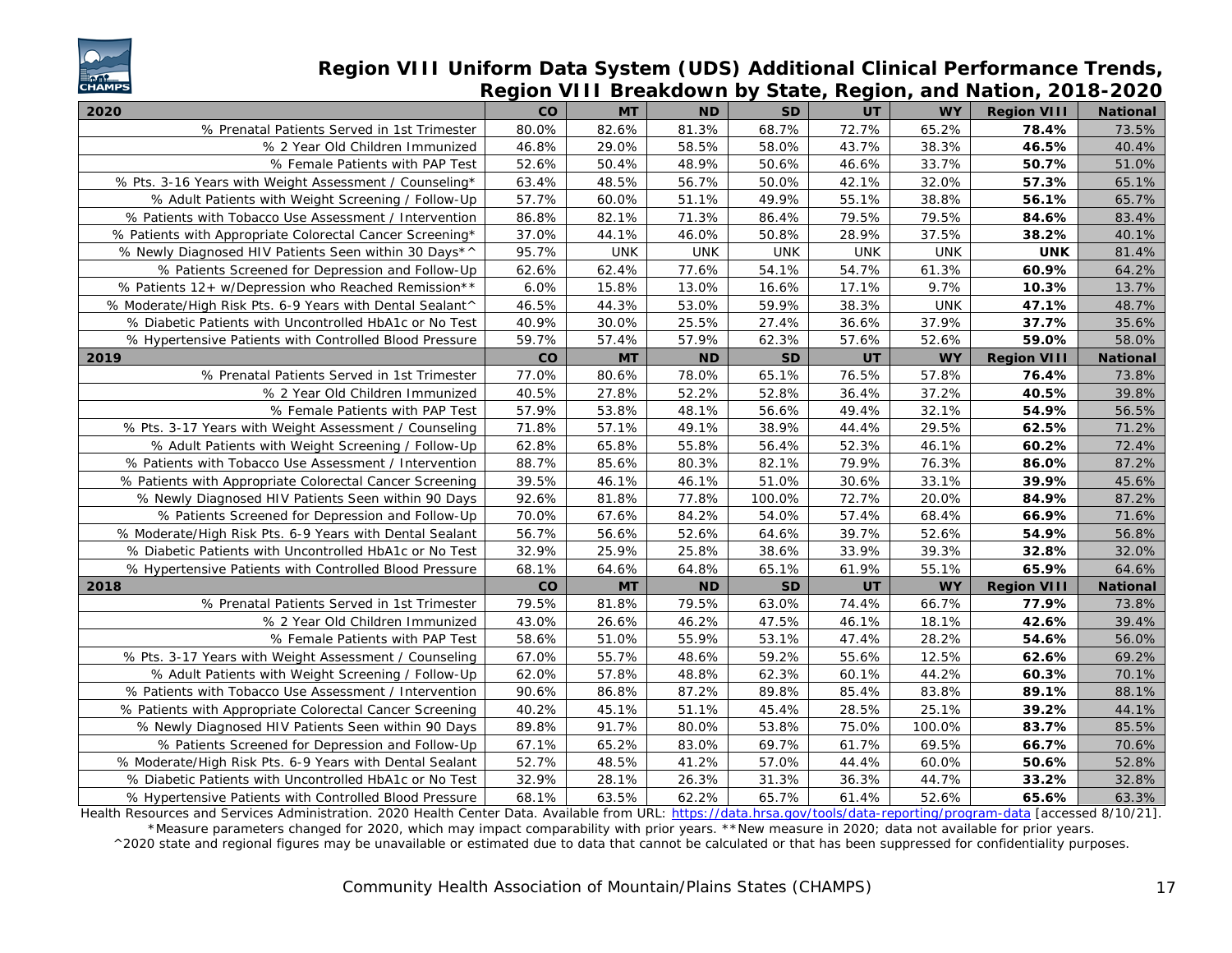# Region VIII Uniform Data System (UDS) Additional Clinical Performance Trends, Region VIII Breakdown by State, Region, and Nation, 2018-2020

| 2020 | CO | MT | ND | SD | UT | WY | Region VIII | National |
|---|---|---|---|---|---|---|---|---|
| % Prenatal Patients Served in 1st Trimester | 80.0% | 82.6% | 81.3% | 68.7% | 72.7% | 65.2% | **78.4%** | 73.5% |
| % 2 Year Old Children Immunized | 46.8% | 29.0% | 58.5% | 58.0% | 43.7% | 38.3% | **46.5%** | 40.4% |
| % Female Patients with PAP Test | 52.6% | 50.4% | 48.9% | 50.6% | 46.6% | 33.7% | **50.7%** | 51.0% |
| % Pts. 3-16 Years with Weight Assessment / Counseling* | 63.4% | 48.5% | 56.7% | 50.0% | 42.1% | 32.0% | **57.3%** | 65.1% |
| % Adult Patients with Weight Screening / Follow-Up | 57.7% | 60.0% | 51.1% | 49.9% | 55.1% | 38.8% | **56.1%** | 65.7% |
| % Patients with Tobacco Use Assessment / Intervention | 86.8% | 82.1% | 71.3% | 86.4% | 79.5% | 79.5% | **84.6%** | 83.4% |
| % Patients with Appropriate Colorectal Cancer Screening* | 37.0% | 44.1% | 46.0% | 50.8% | 28.9% | 37.5% | **38.2%** | 40.1% |
| % Newly Diagnosed HIV Patients Seen within 30 Days*^ | 95.7% | UNK | UNK | UNK | UNK | UNK | **UNK** | 81.4% |
| % Patients Screened for Depression and Follow-Up | 62.6% | 62.4% | 77.6% | 54.1% | 54.7% | 61.3% | **60.9%** | 64.2% |
| % Patients 12+ w/Depression who Reached Remission** | 6.0% | 15.8% | 13.0% | 16.6% | 17.1% | 9.7% | **10.3%** | 13.7% |
| % Moderate/High Risk Pts. 6-9 Years with Dental Sealant^ | 46.5% | 44.3% | 53.0% | 59.9% | 38.3% | UNK | **47.1%** | 48.7% |
| % Diabetic Patients with Uncontrolled HbA1c or No Test | 40.9% | 30.0% | 25.5% | 27.4% | 36.6% | 37.9% | **37.7%** | 35.6% |
| % Hypertensive Patients with Controlled Blood Pressure | 59.7% | 57.4% | 57.9% | 62.3% | 57.6% | 52.6% | **59.0%** | 58.0% |
| **2019** | **CO** | **MT** | **ND** | **SD** | **UT** | **WY** | **Region VIII** | **National** |
| % Prenatal Patients Served in 1st Trimester | 77.0% | 80.6% | 78.0% | 65.1% | 76.5% | 57.8% | **76.4%** | 73.8% |
| % 2 Year Old Children Immunized | 40.5% | 27.8% | 52.2% | 52.8% | 36.4% | 37.2% | **40.5%** | 39.8% |
| % Female Patients with PAP Test | 57.9% | 53.8% | 48.1% | 56.6% | 49.4% | 32.1% | **54.9%** | 56.5% |
| % Pts. 3-17 Years with Weight Assessment / Counseling | 71.8% | 57.1% | 49.1% | 38.9% | 44.4% | 29.5% | **62.5%** | 71.2% |
| % Adult Patients with Weight Screening / Follow-Up | 62.8% | 65.8% | 55.8% | 56.4% | 52.3% | 46.1% | **60.2%** | 72.4% |
| % Patients with Tobacco Use Assessment / Intervention | 88.7% | 85.6% | 80.3% | 82.1% | 79.9% | 76.3% | **86.0%** | 87.2% |
| % Patients with Appropriate Colorectal Cancer Screening | 39.5% | 46.1% | 46.1% | 51.0% | 30.6% | 33.1% | **39.9%** | 45.6% |
| % Newly Diagnosed HIV Patients Seen within 90 Days | 92.6% | 81.8% | 77.8% | 100.0% | 72.7% | 20.0% | **84.9%** | 87.2% |
| % Patients Screened for Depression and Follow-Up | 70.0% | 67.6% | 84.2% | 54.0% | 57.4% | 68.4% | **66.9%** | 71.6% |
| % Moderate/High Risk Pts. 6-9 Years with Dental Sealant | 56.7% | 56.6% | 52.6% | 64.6% | 39.7% | 52.6% | **54.9%** | 56.8% |
| % Diabetic Patients with Uncontrolled HbA1c or No Test | 32.9% | 25.9% | 25.8% | 38.6% | 33.9% | 39.3% | **32.8%** | 32.0% |
| % Hypertensive Patients with Controlled Blood Pressure | 68.1% | 64.6% | 64.8% | 65.1% | 61.9% | 55.1% | **65.9%** | 64.6% |
| **2018** | **CO** | **MT** | **ND** | **SD** | **UT** | **WY** | **Region VIII** | **National** |
| % Prenatal Patients Served in 1st Trimester | 79.5% | 81.8% | 79.5% | 63.0% | 74.4% | 66.7% | **77.9%** | 73.8% |
| % 2 Year Old Children Immunized | 43.0% | 26.6% | 46.2% | 47.5% | 46.1% | 18.1% | **42.6%** | 39.4% |
| % Female Patients with PAP Test | 58.6% | 51.0% | 55.9% | 53.1% | 47.4% | 28.2% | **54.6%** | 56.0% |
| % Pts. 3-17 Years with Weight Assessment / Counseling | 67.0% | 55.7% | 48.6% | 59.2% | 55.6% | 12.5% | **62.6%** | 69.2% |
| % Adult Patients with Weight Screening / Follow-Up | 62.0% | 57.8% | 48.8% | 62.3% | 60.1% | 44.2% | **60.3%** | 70.1% |
| % Patients with Tobacco Use Assessment / Intervention | 90.6% | 86.8% | 87.2% | 89.8% | 85.4% | 83.8% | **89.1%** | 88.1% |
| % Patients with Appropriate Colorectal Cancer Screening | 40.2% | 45.1% | 51.1% | 45.4% | 28.5% | 25.1% | **39.2%** | 44.1% |
| % Newly Diagnosed HIV Patients Seen within 90 Days | 89.8% | 91.7% | 80.0% | 53.8% | 75.0% | 100.0% | **83.7%** | 85.5% |
| % Patients Screened for Depression and Follow-Up | 67.1% | 65.2% | 83.0% | 69.7% | 61.7% | 69.5% | **66.7%** | 70.6% |
| % Moderate/High Risk Pts. 6-9 Years with Dental Sealant | 52.7% | 48.5% | 41.2% | 57.0% | 44.4% | 60.0% | **50.6%** | 52.8% |
| % Diabetic Patients with Uncontrolled HbA1c or No Test | 32.9% | 28.1% | 26.3% | 31.3% | 36.3% | 44.7% | **33.2%** | 32.8% |
| % Hypertensive Patients with Controlled Blood Pressure | 68.1% | 63.5% | 62.2% | 65.7% | 61.4% | 52.6% | **65.6%** | 63.3% |

Health Resources and Services Administration. 2020 Health Center Data. Available from URL: https://data.hrsa.gov/tools/data-reporting/program-data [accessed 8/10/21].
*Measure parameters changed for 2020, which may impact comparability with prior years. **New measure in 2020; data not available for prior years.
^2020 state and regional figures may be unavailable or estimated due to data that cannot be calculated or that has been suppressed for confidentiality purposes.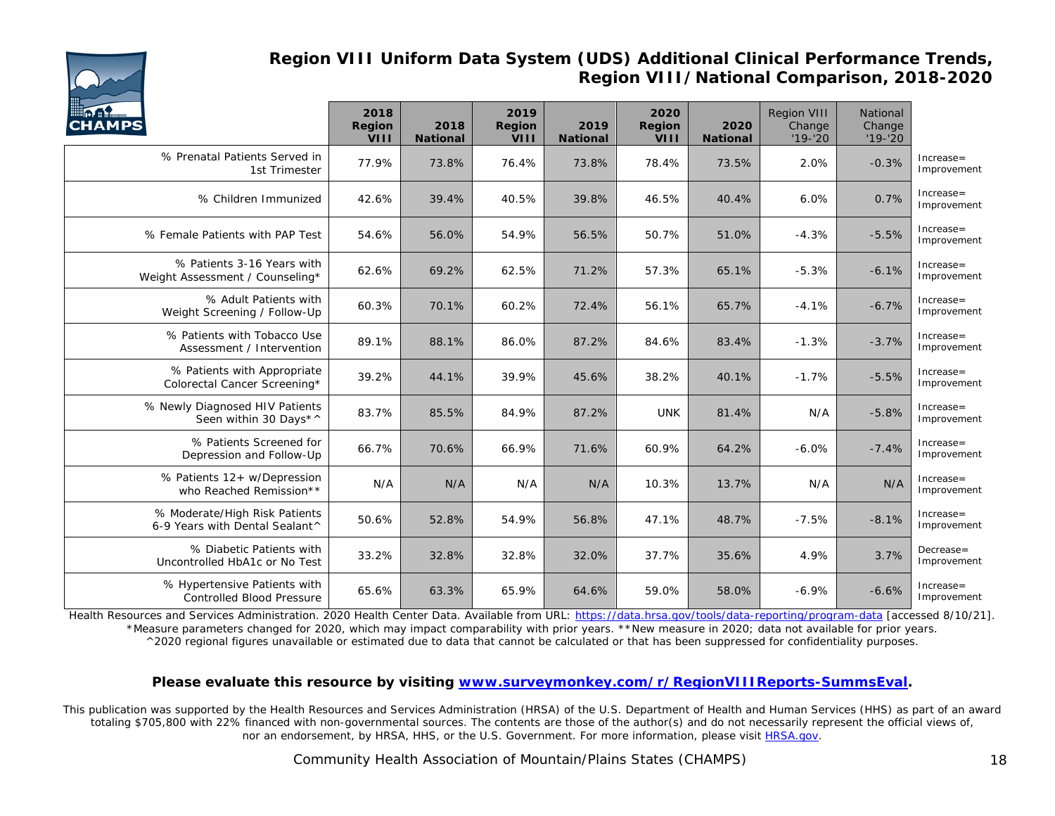# Region VIII Uniform Data System (UDS) Additional Clinical Performance Trends, Region VIII/National Comparison, 2018-2020

| | 2018 Region VIII | 2018 National | 2019 Region VIII | 2019 National | 2020 Region VIII | 2020 National | Region VIII Change '19-'20 | National Change '19-'20 | |
|---|---|---|---|---|---|---|---|---|---|
| % Prenatal Patients Served in 1st Trimester | 77.9% | 73.8% | 76.4% | 73.8% | 78.4% | 73.5% | 2.0% | -0.3% | Increase= Improvement |
| % Children Immunized | 42.6% | 39.4% | 40.5% | 39.8% | 46.5% | 40.4% | 6.0% | 0.7% | Increase= Improvement |
| % Female Patients with PAP Test | 54.6% | 56.0% | 54.9% | 56.5% | 50.7% | 51.0% | -4.3% | -5.5% | Increase= Improvement |
| % Patients 3-16 Years with Weight Assessment / Counseling* | 62.6% | 69.2% | 62.5% | 71.2% | 57.3% | 65.1% | -5.3% | -6.1% | Increase= Improvement |
| % Adult Patients with Weight Screening / Follow-Up | 60.3% | 70.1% | 60.2% | 72.4% | 56.1% | 65.7% | -4.1% | -6.7% | Increase= Improvement |
| % Patients with Tobacco Use Assessment / Intervention | 89.1% | 88.1% | 86.0% | 87.2% | 84.6% | 83.4% | -1.3% | -3.7% | Increase= Improvement |
| % Patients with Appropriate Colorectal Cancer Screening* | 39.2% | 44.1% | 39.9% | 45.6% | 38.2% | 40.1% | -1.7% | -5.5% | Increase= Improvement |
| % Newly Diagnosed HIV Patients Seen within 30 Days*^ | 83.7% | 85.5% | 84.9% | 87.2% | UNK | 81.4% | N/A | -5.8% | Increase= Improvement |
| % Patients Screened for Depression and Follow-Up | 66.7% | 70.6% | 66.9% | 71.6% | 60.9% | 64.2% | -6.0% | -7.4% | Increase= Improvement |
| % Patients 12+ w/Depression who Reached Remission** | N/A | N/A | N/A | N/A | 10.3% | 13.7% | N/A | N/A | Increase= Improvement |
| % Moderate/High Risk Patients 6-9 Years with Dental Sealant^ | 50.6% | 52.8% | 54.9% | 56.8% | 47.1% | 48.7% | -7.5% | -8.1% | Increase= Improvement |
| % Diabetic Patients with Uncontrolled HbA1c or No Test | 33.2% | 32.8% | 32.8% | 32.0% | 37.7% | 35.6% | 4.9% | 3.7% | Decrease= Improvement |
| % Hypertensive Patients with Controlled Blood Pressure | 65.6% | 63.3% | 65.9% | 64.6% | 59.0% | 58.0% | -6.9% | -6.6% | Increase= Improvement |

Health Resources and Services Administration. 2020 Health Center Data. Available from URL: https://data.hrsa.gov/tools/data-reporting/program-data [accessed 8/10/21].
*Measure parameters changed for 2020, which may impact comparability with prior years. **New measure in 2020; data not available for prior years.
^2020 regional figures unavailable or estimated due to data that cannot be calculated or that has been suppressed for confidentiality purposes.

**Please evaluate this resource by visiting www.surveymonkey.com/r/RegionVIIIReports-SummsEval.**

This publication was supported by the Health Resources and Services Administration (HRSA) of the U.S. Department of Health and Human Services (HHS) as part of an award totaling $705,800 with 22% financed with non-governmental sources. The contents are those of the author(s) and do not necessarily represent the official views of, nor an endorsement, by HRSA, HHS, or the U.S. Government. For more information, please visit HRSA.gov.

Community Health Association of Mountain/Plains States (CHAMPS)